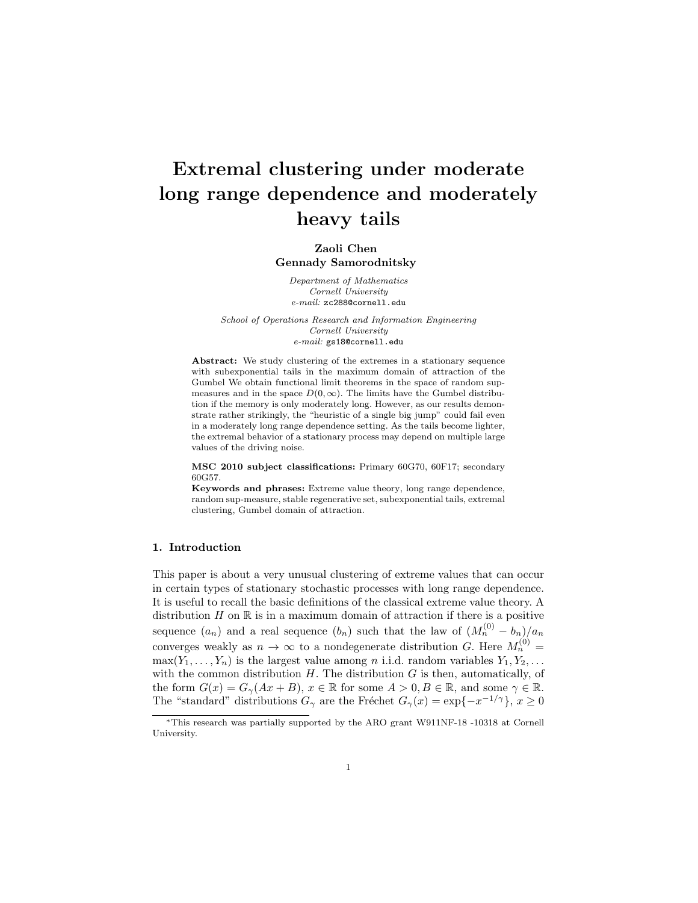#  Extremal clustering under moderate long range dependence and moderately heavy tails

**Zaoli Chen**
**Gennady Samorodnitsky**

*Department of Mathematics*
*Cornell University*
*e-mail:* zc288@cornell.edu

*School of Operations Research and Information Engineering*
*Cornell University*
*e-mail:* gs18@cornell.edu

**Abstract:** We study clustering of the extremes in a stationary sequence with subexponential tails in the maximum domain of attraction of the Gumbel We obtain functional limit theorems in the space of random sup-measures and in the space $D(0,\infty)$. The limits have the Gumbel distribution if the memory is only moderately long. However, as our results demonstrate rather strikingly, the "heuristic of a single big jump" could fail even in a moderately long range dependence setting. As the tails become lighter, the extremal behavior of a stationary process may depend on multiple large values of the driving noise.

**MSC 2010 subject classifications:** Primary 60G70, 60F17; secondary 60G57.

**Keywords and phrases:** Extreme value theory, long range dependence, random sup-measure, stable regenerative set, subexponential tails, extremal clustering, Gumbel domain of attraction.

## 1. Introduction

This paper is about a very unusual clustering of extreme values that can occur in certain types of stationary stochastic processes with long range dependence. It is useful to recall the basic definitions of the classical extreme value theory. A distribution $H$ on $\mathbb{R}$ is in a maximum domain of attraction if there is a positive sequence $(a_n)$ and a real sequence $(b_n)$ such that the law of $(M_n^{(0)} - b_n)/a_n$ converges weakly as $n \to \infty$ to a nondegenerate distribution $G$. Here $M_n^{(0)} = \max(Y_1, \ldots, Y_n)$ is the largest value among $n$ i.i.d. random variables $Y_1, Y_2, \ldots$ with the common distribution $H$. The distribution $G$ is then, automatically, of the form $G(x) = G_\gamma(Ax + B)$, $x \in \mathbb{R}$ for some $A > 0, B \in \mathbb{R}$, and some $\gamma \in \mathbb{R}$. The "standard" distributions $G_\gamma$ are the Fréchet $G_\gamma(x) = \exp\{-x^{-1/\gamma}\}$, $x \geq 0$

---

*This research was partially supported by the ARO grant W911NF-18 -10318 at Cornell University.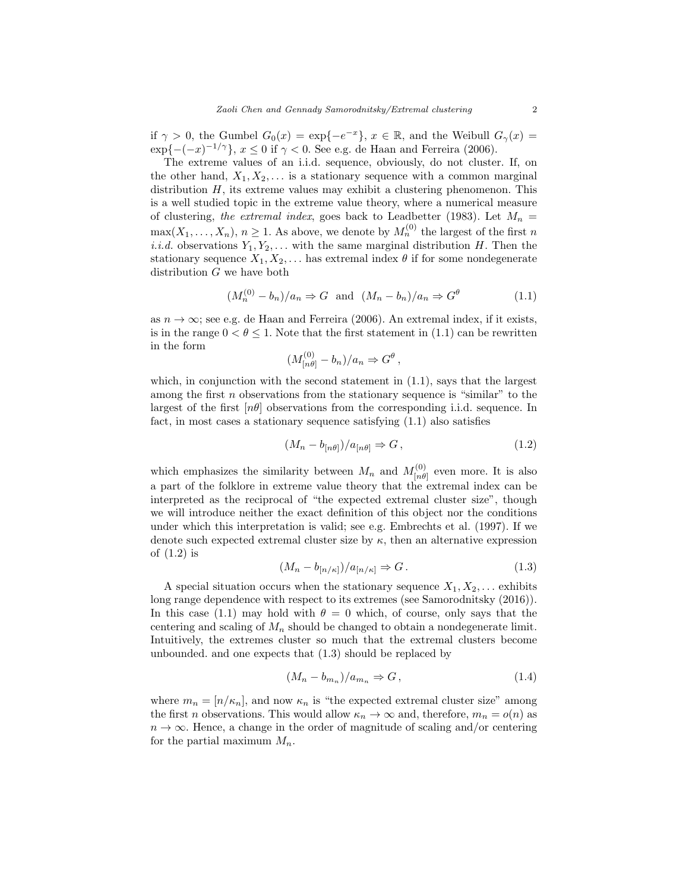if $\gamma > 0$, the Gumbel $G_0(x) = \exp\{-e^{-x}\}$, $x \in \mathbb{R}$, and the Weibull $G_\gamma(x) = \exp\{-(-x)^{-1/\gamma}\}$, $x \le 0$ if $\gamma < 0$. See e.g. de Haan and Ferreira (2006).

The extreme values of an i.i.d. sequence, obviously, do not cluster. If, on the other hand, $X_1, X_2, \dots$ is a stationary sequence with a common marginal distribution $H$, its extreme values may exhibit a clustering phenomenon. This is a well studied topic in the extreme value theory, where a numerical measure of clustering, *the extremal index*, goes back to Leadbetter (1983). Let $M_n = \max(X_1, \dots, X_n)$, $n \ge 1$. As above, we denote by $M_n^{(0)}$ the largest of the first $n$ *i.i.d.* observations $Y_1, Y_2, \dots$ with the same marginal distribution $H$. Then the stationary sequence $X_1, X_2, \dots$ has extremal index $\theta$ if for some nondegenerate distribution $G$ we have both

$$(M_n^{(0)} - b_n)/a_n \Rightarrow G \ \text{ and } \ (M_n - b_n)/a_n \Rightarrow G^\theta \tag{1.1}$$

as $n \to \infty$; see e.g. de Haan and Ferreira (2006). An extremal index, if it exists, is in the range $0 < \theta \le 1$. Note that the first statement in (1.1) can be rewritten in the form

$$(M_{[n\theta]}^{(0)} - b_n)/a_n \Rightarrow G^\theta \,,$$

which, in conjunction with the second statement in (1.1), says that the largest among the first $n$ observations from the stationary sequence is "similar" to the largest of the first $[n\theta]$ observations from the corresponding i.i.d. sequence. In fact, in most cases a stationary sequence satisfying (1.1) also satisfies

$$(M_n - b_{[n\theta]})/a_{[n\theta]} \Rightarrow G \,, \tag{1.2}$$

which emphasizes the similarity between $M_n$ and $M_{[n\theta]}^{(0)}$ even more. It is also a part of the folklore in extreme value theory that the extremal index can be interpreted as the reciprocal of "the expected extremal cluster size", though we will introduce neither the exact definition of this object nor the conditions under which this interpretation is valid; see e.g. Embrechts et al. (1997). If we denote such expected extremal cluster size by $\kappa$, then an alternative expression of (1.2) is

$$(M_n - b_{[n/\kappa]})/a_{[n/\kappa]} \Rightarrow G \,. \tag{1.3}$$

A special situation occurs when the stationary sequence $X_1, X_2, \dots$ exhibits long range dependence with respect to its extremes (see Samorodnitsky (2016)). In this case (1.1) may hold with $\theta = 0$ which, of course, only says that the centering and scaling of $M_n$ should be changed to obtain a nondegenerate limit. Intuitively, the extremes cluster so much that the extremal clusters become unbounded. and one expects that (1.3) should be replaced by

$$(M_n - b_{m_n})/a_{m_n} \Rightarrow G \,, \tag{1.4}$$

where $m_n = [n/\kappa_n]$, and now $\kappa_n$ is "the expected extremal cluster size" among the first $n$ observations. This would allow $\kappa_n \to \infty$ and, therefore, $m_n = o(n)$ as $n \to \infty$. Hence, a change in the order of magnitude of scaling and/or centering for the partial maximum $M_n$.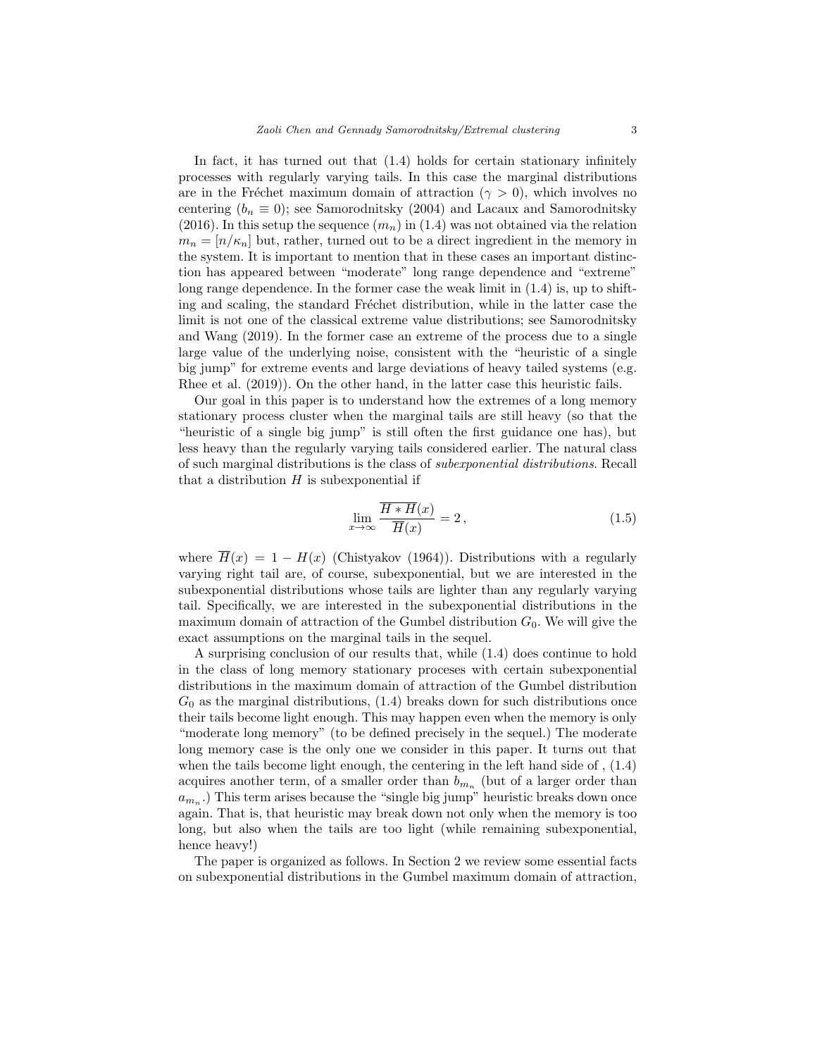In fact, it has turned out that (1.4) holds for certain stationary infinitely processes with regularly varying tails. In this case the marginal distributions are in the Fréchet maximum domain of attraction ($\gamma > 0$), which involves no centering ($b_n \equiv 0$); see Samorodnitsky (2004) and Lacaux and Samorodnitsky (2016). In this setup the sequence $(m_n)$ in (1.4) was not obtained via the relation $m_n = [n/\kappa_n]$ but, rather, turned out to be a direct ingredient in the memory in the system. It is important to mention that in these cases an important distinction has appeared between "moderate" long range dependence and "extreme" long range dependence. In the former case the weak limit in (1.4) is, up to shifting and scaling, the standard Fréchet distribution, while in the latter case the limit is not one of the classical extreme value distributions; see Samorodnitsky and Wang (2019). In the former case an extreme of the process due to a single large value of the underlying noise, consistent with the "heuristic of a single big jump" for extreme events and large deviations of heavy tailed systems (e.g. Rhee et al. (2019)). On the other hand, in the latter case this heuristic fails.

Our goal in this paper is to understand how the extremes of a long memory stationary process cluster when the marginal tails are still heavy (so that the "heuristic of a single big jump" is still often the first guidance one has), but less heavy than the regularly varying tails considered earlier. The natural class of such marginal distributions is the class of *subexponential distributions*. Recall that a distribution $H$ is subexponential if

$$\lim_{x\to\infty} \frac{\overline{H*H}(x)}{\overline{H}(x)} = 2\,, \tag{1.5}$$

where $\overline{H}(x) = 1 - H(x)$ (Chistyakov (1964)). Distributions with a regularly varying right tail are, of course, subexponential, but we are interested in the subexponential distributions whose tails are lighter than any regularly varying tail. Specifically, we are interested in the subexponential distributions in the maximum domain of attraction of the Gumbel distribution $G_0$. We will give the exact assumptions on the marginal tails in the sequel.

A surprising conclusion of our results that, while (1.4) does continue to hold in the class of long memory stationary proceses with certain subexponential distributions in the maximum domain of attraction of the Gumbel distribution $G_0$ as the marginal distributions, (1.4) breaks down for such distributions once their tails become light enough. This may happen even when the memory is only "moderate long memory" (to be defined precisely in the sequel.) The moderate long memory case is the only one we consider in this paper. It turns out that when the tails become light enough, the centering in the left hand side of , (1.4) acquires another term, of a smaller order than $b_{m_n}$ (but of a larger order than $a_{m_n}$.) This term arises because the "single big jump" heuristic breaks down once again. That is, that heuristic may break down not only when the memory is too long, but also when the tails are too light (while remaining subexponential, hence heavy!)

The paper is organized as follows. In Section 2 we review some essential facts on subexponential distributions in the Gumbel maximum domain of attraction,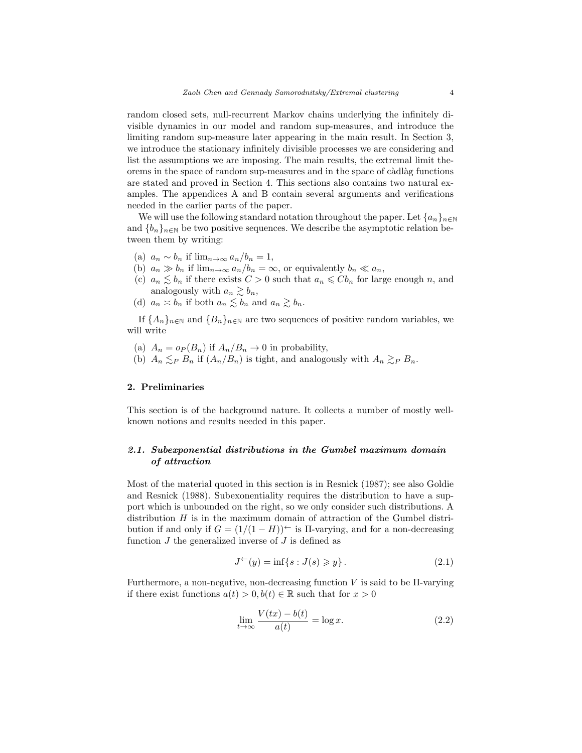random closed sets, null-recurrent Markov chains underlying the infinitely divisible dynamics in our model and random sup-measures, and introduce the limiting random sup-measure later appearing in the main result. In Section 3, we introduce the stationary infinitely divisible processes we are considering and list the assumptions we are imposing. The main results, the extremal limit theorems in the space of random sup-measures and in the space of càdlàg functions are stated and proved in Section 4. This sections also contains two natural examples. The appendices A and B contain several arguments and verifications needed in the earlier parts of the paper.

We will use the following standard notation throughout the paper. Let $\{a_n\}_{n\in\mathbb{N}}$ and $\{b_n\}_{n\in\mathbb{N}}$ be two positive sequences. We describe the asymptotic relation between them by writing:

(a) $a_n \sim b_n$ if $\lim_{n\to\infty} a_n/b_n = 1$,
(b) $a_n \gg b_n$ if $\lim_{n\to\infty} a_n/b_n = \infty$, or equivalently $b_n \ll a_n$,
(c) $a_n \lesssim b_n$ if there exists $C > 0$ such that $a_n \leqslant C b_n$ for large enough $n$, and analogously with $a_n \gtrsim b_n$,
(d) $a_n \asymp b_n$ if both $a_n \lesssim b_n$ and $a_n \gtrsim b_n$.

If $\{A_n\}_{n\in\mathbb{N}}$ and $\{B_n\}_{n\in\mathbb{N}}$ are two sequences of positive random variables, we will write

(a) $A_n = o_P(B_n)$ if $A_n/B_n \to 0$ in probability,
(b) $A_n \lesssim_P B_n$ if $(A_n/B_n)$ is tight, and analogously with $A_n \gtrsim_P B_n$.

## 2. Preliminaries

This section is of the background nature. It collects a number of mostly well-known notions and results needed in this paper.

### *2.1. Subexponential distributions in the Gumbel maximum domain of attraction*

Most of the material quoted in this section is in Resnick (1987); see also Goldie and Resnick (1988). Subexonentiality requires the distribution to have a support which is unbounded on the right, so we only consider such distributions. A distribution $H$ is in the maximum domain of attraction of the Gumbel distribution if and only if $G = (1/(1-H))^{\leftarrow}$ is $\Pi$-varying, and for a non-decreasing function $J$ the generalized inverse of $J$ is defined as

$$J^{\leftarrow}(y) = \inf\{s : J(s) \geqslant y\}\,. \tag{2.1}$$

Furthermore, a non-negative, non-decreasing function $V$ is said to be $\Pi$-varying if there exist functions $a(t) > 0, b(t) \in \mathbb{R}$ such that for $x > 0$

$$\lim_{t\to\infty} \frac{V(tx) - b(t)}{a(t)} = \log x. \tag{2.2}$$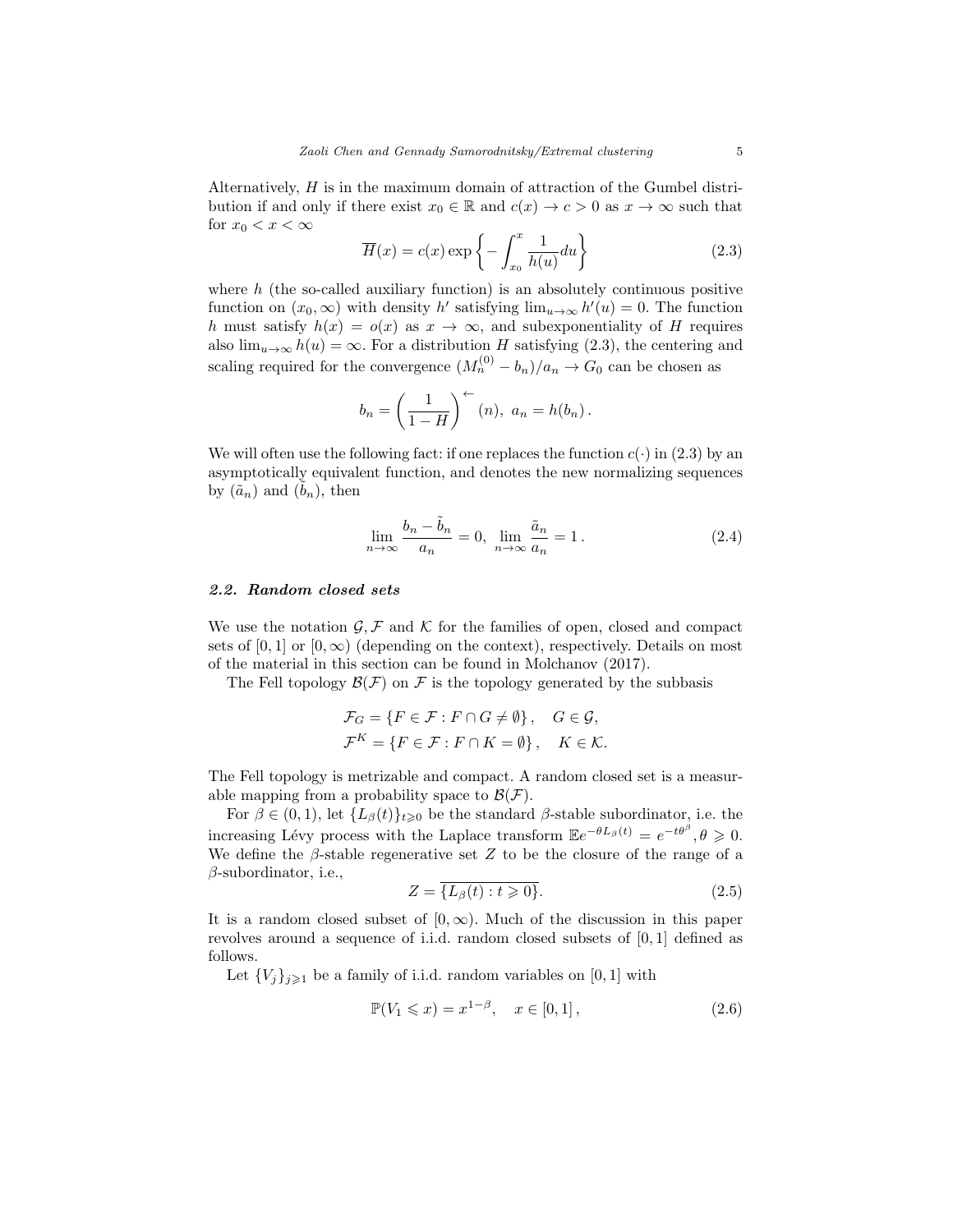Alternatively, $H$ is in the maximum domain of attraction of the Gumbel distribution if and only if there exist $x_0 \in \mathbb{R}$ and $c(x) \to c > 0$ as $x \to \infty$ such that for $x_0 < x < \infty$

$$\overline{H}(x) = c(x) \exp\left\{ -\int_{x_0}^{x} \frac{1}{h(u)} du \right\} \tag{2.3}$$

where $h$ (the so-called auxiliary function) is an absolutely continuous positive function on $(x_0, \infty)$ with density $h'$ satisfying $\lim_{u\to\infty} h'(u) = 0$. The function $h$ must satisfy $h(x) = o(x)$ as $x \to \infty$, and subexponentiality of $H$ requires also $\lim_{u\to\infty} h(u) = \infty$. For a distribution $H$ satisfying (2.3), the centering and scaling required for the convergence $(M_n^{(0)} - b_n)/a_n \to G_0$ can be chosen as

$$b_n = \left(\frac{1}{1-H}\right)^{\leftarrow}(n), \;\; a_n = h(b_n)\,.$$

We will often use the following fact: if one replaces the function $c(\cdot)$ in (2.3) by an asymptotically equivalent function, and denotes the new normalizing sequences by $(\tilde{a}_n)$ and $(\tilde{b}_n)$, then

$$\lim_{n\to\infty} \frac{b_n - \tilde{b}_n}{a_n} = 0, \;\; \lim_{n\to\infty} \frac{\tilde{a}_n}{a_n} = 1\,. \tag{2.4}$$

### *2.2. Random closed sets*

We use the notation $\mathcal{G}, \mathcal{F}$ and $\mathcal{K}$ for the families of open, closed and compact sets of $[0,1]$ or $[0,\infty)$ (depending on the context), respectively. Details on most of the material in this section can be found in Molchanov (2017).

The Fell topology $\mathcal{B}(\mathcal{F})$ on $\mathcal{F}$ is the topology generated by the subbasis

$$\mathcal{F}_G = \{F \in \mathcal{F} : F \cap G \neq \emptyset\}, \quad G \in \mathcal{G},$$
$$\mathcal{F}^K = \{F \in \mathcal{F} : F \cap K = \emptyset\}, \quad K \in \mathcal{K}.$$

The Fell topology is metrizable and compact. A random closed set is a measurable mapping from a probability space to $\mathcal{B}(\mathcal{F})$.

For $\beta \in (0,1)$, let $\{L_\beta(t)\}_{t\geqslant 0}$ be the standard $\beta$-stable subordinator, i.e. the increasing Lévy process with the Laplace transform $\mathbb{E}e^{-\theta L_\beta(t)} = e^{-t\theta^\beta}, \theta \geqslant 0$. We define the $\beta$-stable regenerative set $Z$ to be the closure of the range of a $\beta$-subordinator, i.e.,

$$Z = \overline{\{L_\beta(t) : t \geqslant 0\}}. \tag{2.5}$$

It is a random closed subset of $[0,\infty)$. Much of the discussion in this paper revolves around a sequence of i.i.d. random closed subsets of $[0,1]$ defined as follows.

Let $\{V_j\}_{j\geqslant 1}$ be a family of i.i.d. random variables on $[0,1]$ with

$$\mathbb{P}(V_1 \leqslant x) = x^{1-\beta}, \quad x \in [0,1]\,, \tag{2.6}$$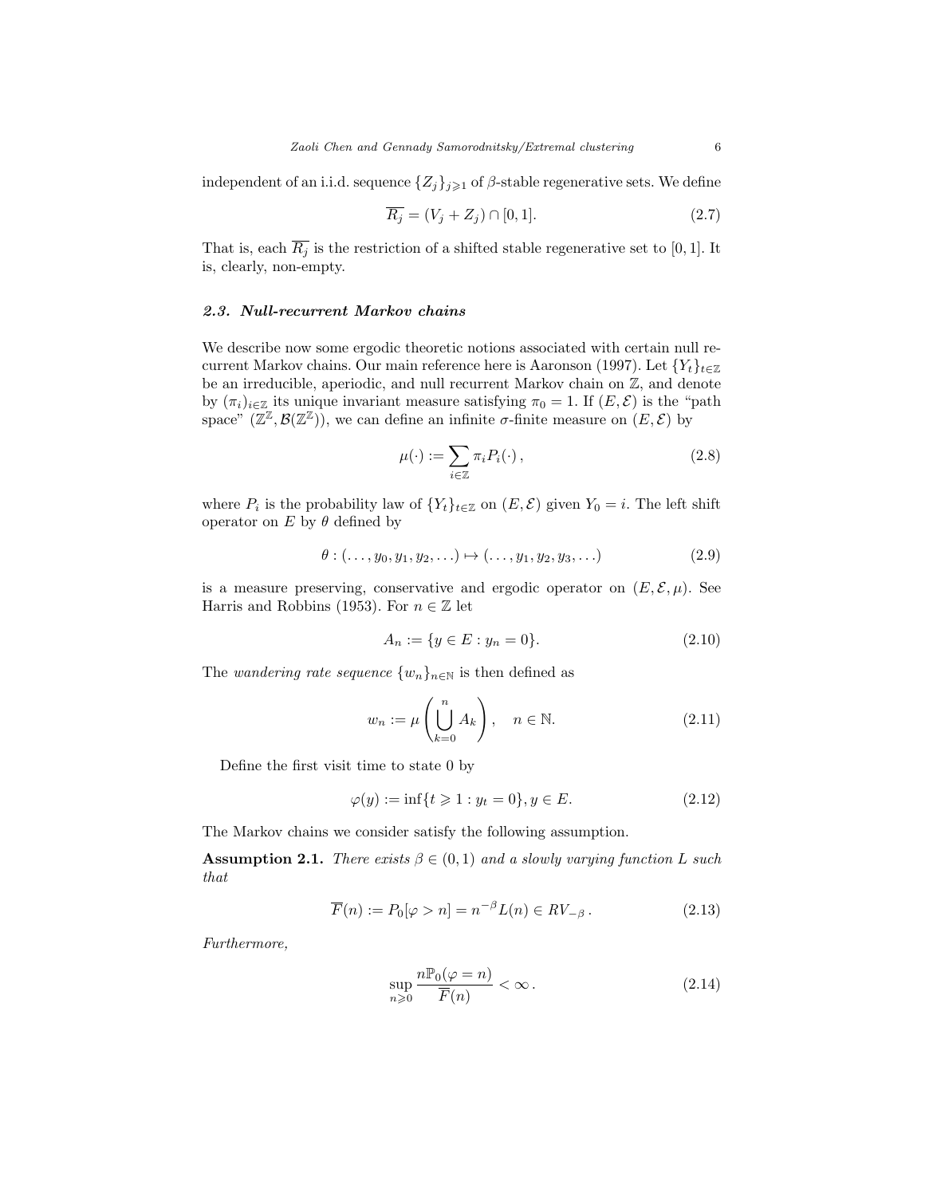independent of an i.i.d. sequence $\{Z_j\}_{j\geqslant 1}$ of $\beta$-stable regenerative sets. We define

$$\overline{R_j} = (V_j + Z_j) \cap [0,1]. \tag{2.7}$$

That is, each $\overline{R_j}$ is the restriction of a shifted stable regenerative set to $[0,1]$. It is, clearly, non-empty.

### *2.3. Null-recurrent Markov chains*

We describe now some ergodic theoretic notions associated with certain null recurrent Markov chains. Our main reference here is Aaronson (1997). Let $\{Y_t\}_{t\in\mathbb{Z}}$ be an irreducible, aperiodic, and null recurrent Markov chain on $\mathbb{Z}$, and denote by $(\pi_i)_{i\in\mathbb{Z}}$ its unique invariant measure satisfying $\pi_0 = 1$. If $(E,\mathcal{E})$ is the "path space" $(\mathbb{Z}^{\mathbb{Z}}, \mathcal{B}(\mathbb{Z}^{\mathbb{Z}}))$, we can define an infinite $\sigma$-finite measure on $(E,\mathcal{E})$ by

$$\mu(\cdot) := \sum_{i\in\mathbb{Z}} \pi_i P_i(\cdot)\,, \tag{2.8}$$

where $P_i$ is the probability law of $\{Y_t\}_{t\in\mathbb{Z}}$ on $(E,\mathcal{E})$ given $Y_0 = i$. The left shift operator on $E$ by $\theta$ defined by

$$\theta : (\ldots, y_0, y_1, y_2, \ldots) \mapsto (\ldots, y_1, y_2, y_3, \ldots) \tag{2.9}$$

is a measure preserving, conservative and ergodic operator on $(E,\mathcal{E},\mu)$. See Harris and Robbins (1953). For $n \in \mathbb{Z}$ let

$$A_n := \{y \in E : y_n = 0\}. \tag{2.10}$$

The *wandering rate sequence* $\{w_n\}_{n\in\mathbb{N}}$ is then defined as

$$w_n := \mu\left(\bigcup_{k=0}^{n} A_k\right), \quad n \in \mathbb{N}. \tag{2.11}$$

Define the first visit time to state 0 by

$$\varphi(y) := \inf\{t \geqslant 1 : y_t = 0\}, y \in E. \tag{2.12}$$

The Markov chains we consider satisfy the following assumption.

**Assumption 2.1.** *There exists $\beta \in (0,1)$ and a slowly varying function $L$ such that*

$$\overline{F}(n) := P_0[\varphi > n] = n^{-\beta} L(n) \in RV_{-\beta}\,. \tag{2.13}$$

*Furthermore,*

$$\sup_{n\geqslant 0} \frac{n\mathbb{P}_0(\varphi = n)}{\overline{F}(n)} < \infty\,. \tag{2.14}$$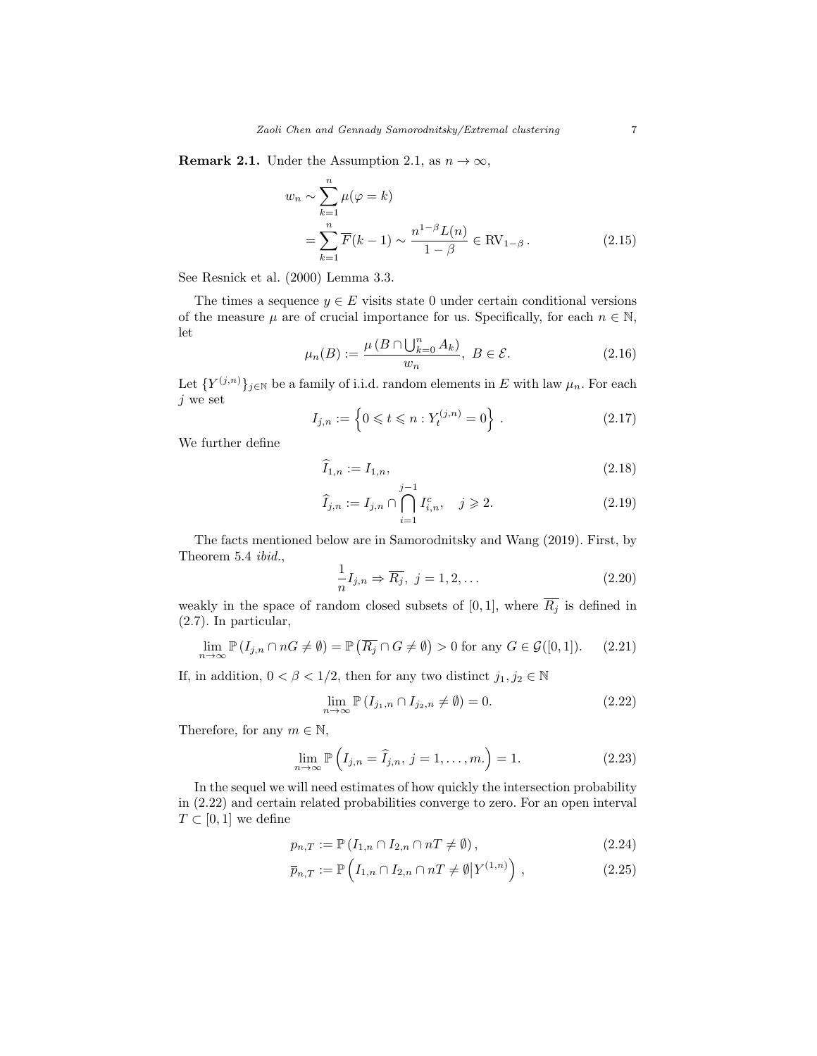**Remark 2.1.** Under the Assumption 2.1, as $n \to \infty$,

$$
\begin{aligned}
w_n &\sim \sum_{k=1}^{n} \mu(\varphi = k) \\
&= \sum_{k=1}^{n} \overline{F}(k-1) \sim \frac{n^{1-\beta} L(n)}{1-\beta} \in \mathrm{RV}_{1-\beta} .
\end{aligned} \tag{2.15}
$$

See Resnick et al. (2000) Lemma 3.3.

The times a sequence $y \in E$ visits state 0 under certain conditional versions of the measure $\mu$ are of crucial importance for us. Specifically, for each $n \in \mathbb{N}$, let

$$
\mu_n(B) := \frac{\mu\left(B \cap \bigcup_{k=0}^{n} A_k\right)}{w_n}, \; B \in \mathcal{E}. \tag{2.16}
$$

Let $\{Y^{(j,n)}\}_{j \in \mathbb{N}}$ be a family of i.i.d. random elements in $E$ with law $\mu_n$. For each $j$ we set

$$
I_{j,n} := \left\{ 0 \leqslant t \leqslant n : Y_t^{(j,n)} = 0 \right\} . \tag{2.17}
$$

We further define

$$
\widehat{I}_{1,n} := I_{1,n}, \tag{2.18}
$$

$$
\widehat{I}_{j,n} := I_{j,n} \cap \bigcap_{i=1}^{j-1} I_{i,n}^c, \quad j \geqslant 2. \tag{2.19}
$$

The facts mentioned below are in Samorodnitsky and Wang (2019). First, by Theorem 5.4 *ibid.*,

$$
\frac{1}{n} I_{j,n} \Rightarrow \overline{R_j}, \; j = 1, 2, \ldots \tag{2.20}
$$

weakly in the space of random closed subsets of $[0, 1]$, where $\overline{R_j}$ is defined in (2.7). In particular,

$$
\lim_{n\to\infty} \mathbb{P}\left(I_{j,n} \cap nG \neq \emptyset\right) = \mathbb{P}\left(\overline{R_j} \cap G \neq \emptyset\right) > 0 \text{ for any } G \in \mathcal{G}([0,1]). \tag{2.21}
$$

If, in addition, $0 < \beta < 1/2$, then for any two distinct $j_1, j_2 \in \mathbb{N}$

$$
\lim_{n\to\infty} \mathbb{P}\left(I_{j_1,n} \cap I_{j_2,n} \neq \emptyset\right) = 0. \tag{2.22}
$$

Therefore, for any $m \in \mathbb{N}$,

$$
\lim_{n\to\infty} \mathbb{P}\left(I_{j,n} = \widehat{I}_{j,n}, \; j = 1, \ldots, m.\right) = 1. \tag{2.23}
$$

In the sequel we will need estimates of how quickly the intersection probability in (2.22) and certain related probabilities converge to zero. For an open interval $T \subset [0, 1]$ we define

$$
p_{n,T} := \mathbb{P}\left(I_{1,n} \cap I_{2,n} \cap nT \neq \emptyset\right), \tag{2.24}
$$

$$
\overline{p}_{n,T} := \mathbb{P}\left(I_{1,n} \cap I_{2,n} \cap nT \neq \emptyset \middle| Y^{(1,n)}\right) , \tag{2.25}
$$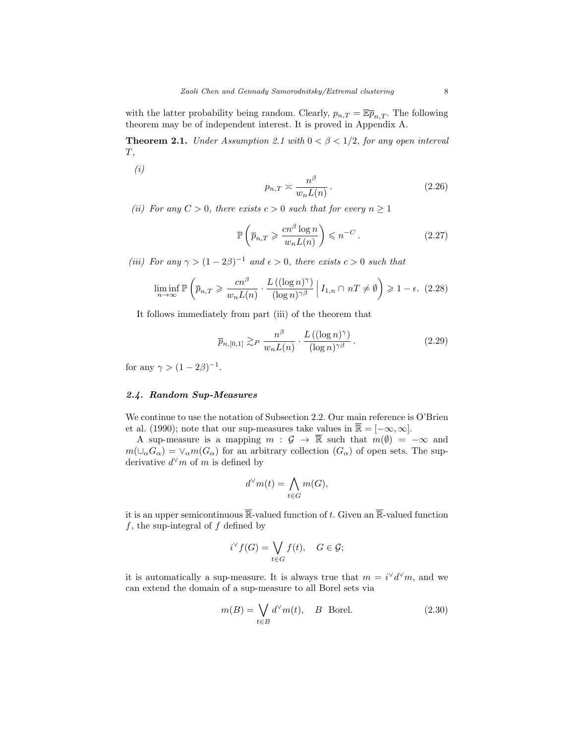with the latter probability being random. Clearly, $p_{n,T} = \mathbb{E}\overline{p}_{n,T}$. The following theorem may be of independent interest. It is proved in Appendix A.

**Theorem 2.1.** *Under Assumption 2.1 with $0 < \beta < 1/2$, for any open interval $T$,*

*(i)*

$$p_{n,T} \asymp \frac{n^\beta}{w_n L(n)} \,. \tag{2.26}$$

*(ii) For any $C > 0$, there exists $c > 0$ such that for every $n \geq 1$*

$$\mathbb{P}\left(\overline{p}_{n,T} \geqslant \frac{cn^\beta \log n}{w_n L(n)}\right) \leqslant n^{-C} \,. \tag{2.27}$$

*(iii) For any $\gamma > (1-2\beta)^{-1}$ and $\epsilon > 0$, there exists $c > 0$ such that*

$$\liminf_{n\to\infty} \mathbb{P}\left(\overline{p}_{n,T} \geqslant \frac{cn^\beta}{w_n L(n)} \cdot \frac{L\left((\log n)^\gamma\right)}{(\log n)^{\gamma\beta}} \,\Big|\, I_{1,n} \cap nT \neq \emptyset\right) \geqslant 1 - \epsilon. \tag{2.28}$$

It follows immediately from part (iii) of the theorem that

$$\overline{p}_{n,[0,1]} \gtrsim_P \frac{n^\beta}{w_n L(n)} \cdot \frac{L\left((\log n)^\gamma\right)}{(\log n)^{\gamma\beta}} \,. \tag{2.29}$$

for any $\gamma > (1-2\beta)^{-1}$.

### *2.4. Random Sup-Measures*

We continue to use the notation of Subsection 2.2. Our main reference is O'Brien et al. (1990); note that our sup-measures take values in $\overline{\mathbb{R}} = [-\infty, \infty]$.

A sup-measure is a mapping $m : \mathcal{G} \to \overline{\mathbb{R}}$ such that $m(\emptyset) = -\infty$ and $m(\cup_\alpha G_\alpha) = \vee_\alpha m(G_\alpha)$ for an arbitrary collection $(G_\alpha)$ of open sets. The sup-derivative $d^\vee m$ of $m$ is defined by

$$d^\vee m(t) = \bigwedge_{t \in G} m(G),$$

it is an upper semicontinuous $\overline{\mathbb{R}}$-valued function of $t$. Given an $\overline{\mathbb{R}}$-valued function $f$, the sup-integral of $f$ defined by

$$i^\vee f(G) = \bigvee_{t \in G} f(t), \quad G \in \mathcal{G};$$

it is automatically a sup-measure. It is always true that $m = i^\vee d^\vee m$, and we can extend the domain of a sup-measure to all Borel sets via

$$m(B) = \bigvee_{t \in B} d^\vee m(t), \quad B \text{ Borel}. \tag{2.30}$$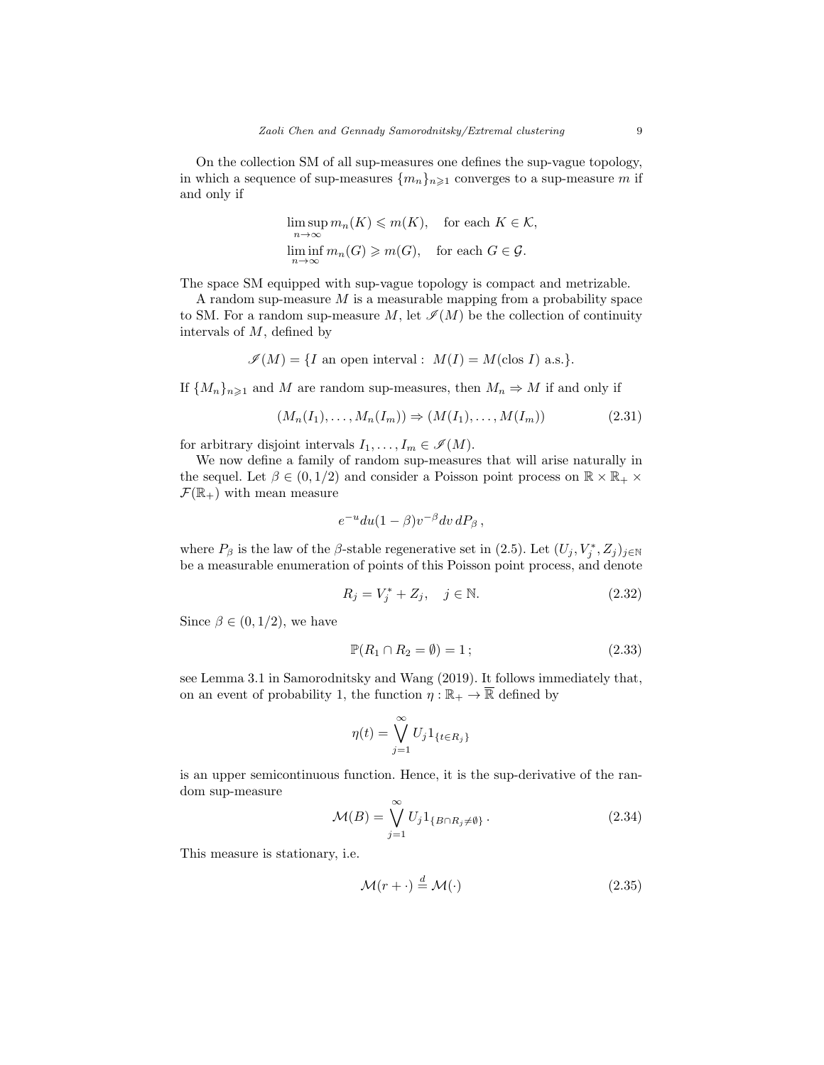On the collection SM of all sup-measures one defines the sup-vague topology, in which a sequence of sup-measures $\{m_n\}_{n\geqslant 1}$ converges to a sup-measure $m$ if and only if

$$
\begin{aligned}
&\limsup_{n\to\infty} m_n(K) \leqslant m(K), \quad \text{for each } K\in\mathcal{K},\\
&\liminf_{n\to\infty} m_n(G) \geqslant m(G), \quad \text{for each } G\in\mathcal{G}.
\end{aligned}
$$

The space SM equipped with sup-vague topology is compact and metrizable.

A random sup-measure $M$ is a measurable mapping from a probability space to SM. For a random sup-measure $M$, let $\mathscr{I}(M)$ be the collection of continuity intervals of $M$, defined by

$$
\mathscr{I}(M) = \{I \text{ an open interval}: \ M(I) = M(\text{clos } I) \text{ a.s.}\}.
$$

If $\{M_n\}_{n\geqslant 1}$ and $M$ are random sup-measures, then $M_n \Rightarrow M$ if and only if

$$
(M_n(I_1),\dots,M_n(I_m)) \Rightarrow (M(I_1),\dots,M(I_m)) \tag{2.31}
$$

for arbitrary disjoint intervals $I_1,\dots,I_m\in\mathscr{I}(M)$.

We now define a family of random sup-measures that will arise naturally in the sequel. Let $\beta\in(0,1/2)$ and consider a Poisson point process on $\mathbb{R}\times\mathbb{R}_+\times\mathcal{F}(\mathbb{R}_+)$ with mean measure

$$
e^{-u}du(1-\beta)v^{-\beta}dv\, dP_\beta\,,
$$

where $P_\beta$ is the law of the $\beta$-stable regenerative set in (2.5). Let $(U_j,V_j^*,Z_j)_{j\in\mathbb{N}}$ be a measurable enumeration of points of this Poisson point process, and denote

$$
R_j = V_j^* + Z_j, \quad j\in\mathbb{N}. \tag{2.32}
$$

Since $\beta\in(0,1/2)$, we have

$$
\mathbb{P}(R_1\cap R_2=\emptyset)=1\,; \tag{2.33}
$$

see Lemma 3.1 in Samorodnitsky and Wang (2019). It follows immediately that, on an event of probability 1, the function $\eta:\mathbb{R}_+\to\overline{\mathbb{R}}$ defined by

$$
\eta(t) = \bigvee_{j=1}^{\infty} U_j 1_{\{t\in R_j\}}
$$

is an upper semicontinuous function. Hence, it is the sup-derivative of the random sup-measure

$$
\mathcal{M}(B) = \bigvee_{j=1}^{\infty} U_j 1_{\{B\cap R_j\neq\emptyset\}}\,. \tag{2.34}
$$

This measure is stationary, i.e.

$$
\mathcal{M}(r+\cdot) \overset{d}{=} \mathcal{M}(\cdot) \tag{2.35}
$$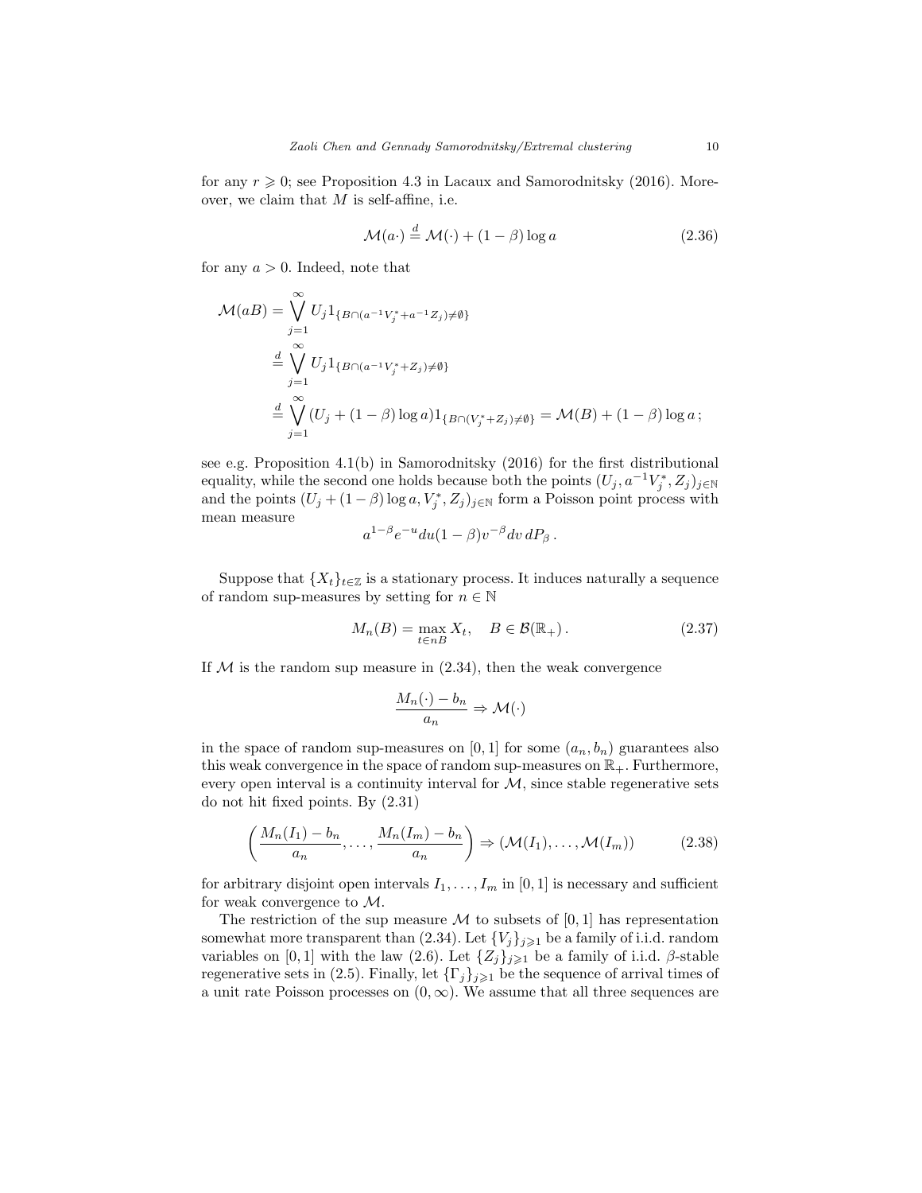for any $r \geqslant 0$; see Proposition 4.3 in Lacaux and Samorodnitsky (2016). Moreover, we claim that $M$ is self-affine, i.e.

$$\mathcal{M}(a\cdot) \stackrel{d}{=} \mathcal{M}(\cdot) + (1-\beta)\log a \tag{2.36}$$

for any $a > 0$. Indeed, note that

$$\begin{aligned}
\mathcal{M}(aB) &= \bigvee_{j=1}^{\infty} U_j 1_{\{B\cap(a^{-1}V_j^* + a^{-1}Z_j)\neq\emptyset\}} \\
&\stackrel{d}{=} \bigvee_{j=1}^{\infty} U_j 1_{\{B\cap(a^{-1}V_j^* + Z_j)\neq\emptyset\}} \\
&\stackrel{d}{=} \bigvee_{j=1}^{\infty} (U_j + (1-\beta)\log a) 1_{\{B\cap(V_j^* + Z_j)\neq\emptyset\}} = \mathcal{M}(B) + (1-\beta)\log a\,;
\end{aligned}$$

see e.g. Proposition 4.1(b) in Samorodnitsky (2016) for the first distributional equality, while the second one holds because both the points $(U_j, a^{-1}V_j^*, Z_j)_{j\in\mathbb{N}}$ and the points $(U_j + (1-\beta)\log a, V_j^*, Z_j)_{j\in\mathbb{N}}$ form a Poisson point process with mean measure

$$a^{1-\beta}e^{-u}du(1-\beta)v^{-\beta}dv\,dP_\beta\,.$$

Suppose that $\{X_t\}_{t\in\mathbb{Z}}$ is a stationary process. It induces naturally a sequence of random sup-measures by setting for $n \in \mathbb{N}$

$$M_n(B) = \max_{t\in nB} X_t, \quad B \in \mathcal{B}(\mathbb{R}_+)\,. \tag{2.37}$$

If $\mathcal{M}$ is the random sup measure in (2.34), then the weak convergence

$$\frac{M_n(\cdot) - b_n}{a_n} \Rightarrow \mathcal{M}(\cdot)$$

in the space of random sup-measures on $[0,1]$ for some $(a_n, b_n)$ guarantees also this weak convergence in the space of random sup-measures on $\mathbb{R}_+$. Furthermore, every open interval is a continuity interval for $\mathcal{M}$, since stable regenerative sets do not hit fixed points. By (2.31)

$$\left(\frac{M_n(I_1) - b_n}{a_n}, \ldots, \frac{M_n(I_m) - b_n}{a_n}\right) \Rightarrow (\mathcal{M}(I_1), \ldots, \mathcal{M}(I_m)) \tag{2.38}$$

for arbitrary disjoint open intervals $I_1, \ldots, I_m$ in $[0,1]$ is necessary and sufficient for weak convergence to $\mathcal{M}$.

The restriction of the sup measure $\mathcal{M}$ to subsets of $[0,1]$ has representation somewhat more transparent than (2.34). Let $\{V_j\}_{j\geqslant 1}$ be a family of i.i.d. random variables on $[0,1]$ with the law (2.6). Let $\{Z_j\}_{j\geqslant 1}$ be a family of i.i.d. $\beta$-stable regenerative sets in (2.5). Finally, let $\{\Gamma_j\}_{j\geqslant 1}$ be the sequence of arrival times of a unit rate Poisson processes on $(0,\infty)$. We assume that all three sequences are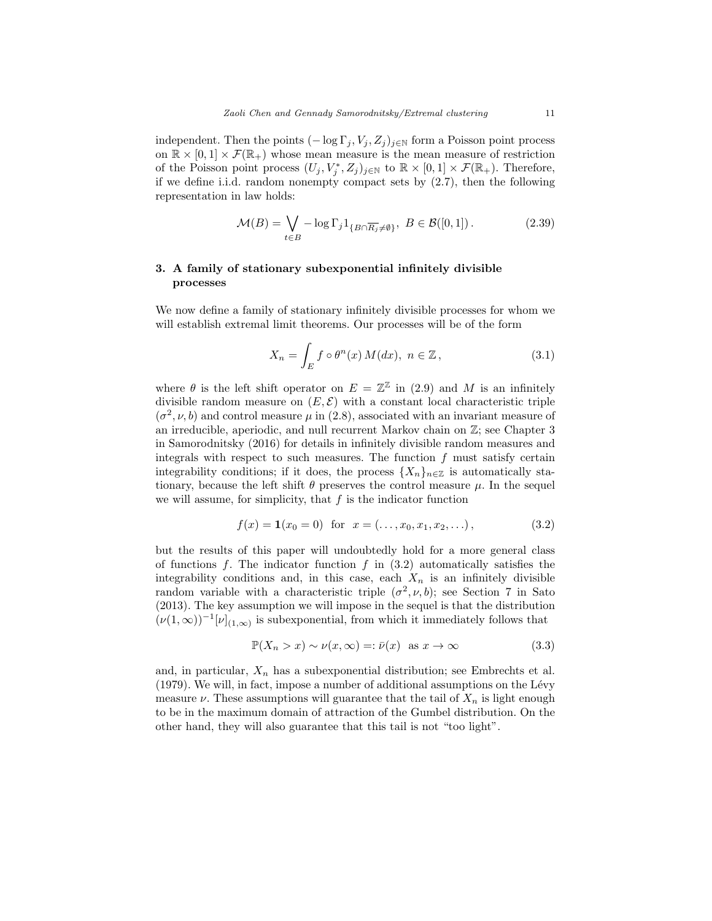independent. Then the points $(-\log \Gamma_j, V_j, Z_j)_{j\in\mathbb{N}}$ form a Poisson point process on $\mathbb{R}\times[0,1]\times\mathcal{F}(\mathbb{R}_+)$ whose mean measure is the mean measure of restriction of the Poisson point process $(U_j, V_j^*, Z_j)_{j\in\mathbb{N}}$ to $\mathbb{R}\times[0,1]\times\mathcal{F}(\mathbb{R}_+)$. Therefore, if we define i.i.d. random nonempty compact sets by (2.7), then the following representation in law holds:

$$\mathcal{M}(B) = \bigvee_{t\in B} -\log \Gamma_j 1_{\{B\cap \overline{R_j}\neq\emptyset\}},\ B\in\mathcal{B}([0,1])\,. \tag{2.39}$$

## 3. A family of stationary subexponential infinitely divisible processes

We now define a family of stationary infinitely divisible processes for whom we will establish extremal limit theorems. Our processes will be of the form

$$X_n = \int_E f\circ\theta^n(x)\,M(dx),\ n\in\mathbb{Z}\,, \tag{3.1}$$

where $\theta$ is the left shift operator on $E=\mathbb{Z}^{\mathbb{Z}}$ in (2.9) and $M$ is an infinitely divisible random measure on $(E,\mathcal{E})$ with a constant local characteristic triple $(\sigma^2,\nu,b)$ and control measure $\mu$ in (2.8), associated with an invariant measure of an irreducible, aperiodic, and null recurrent Markov chain on $\mathbb{Z}$; see Chapter 3 in Samorodnitsky (2016) for details in infinitely divisible random measures and integrals with respect to such measures. The function $f$ must satisfy certain integrability conditions; if it does, the process $\{X_n\}_{n\in\mathbb{Z}}$ is automatically stationary, because the left shift $\theta$ preserves the control measure $\mu$. In the sequel we will assume, for simplicity, that $f$ is the indicator function

$$f(x) = \mathbf{1}(x_0=0)\ \text{ for }\ x=(\ldots,x_0,x_1,x_2,\ldots)\,, \tag{3.2}$$

but the results of this paper will undoubtedly hold for a more general class of functions $f$. The indicator function $f$ in (3.2) automatically satisfies the integrability conditions and, in this case, each $X_n$ is an infinitely divisible random variable with a characteristic triple $(\sigma^2,\nu,b)$; see Section 7 in Sato (2013). The key assumption we will impose in the sequel is that the distribution $(\nu(1,\infty))^{-1}[\nu]_{(1,\infty)}$ is subexponential, from which it immediately follows that

$$\mathbb{P}(X_n>x)\sim\nu(x,\infty)=:\bar{\nu}(x)\ \text{ as } x\to\infty \tag{3.3}$$

and, in particular, $X_n$ has a subexponential distribution; see Embrechts et al. (1979). We will, in fact, impose a number of additional assumptions on the Lévy measure $\nu$. These assumptions will guarantee that the tail of $X_n$ is light enough to be in the maximum domain of attraction of the Gumbel distribution. On the other hand, they will also guarantee that this tail is not "too light".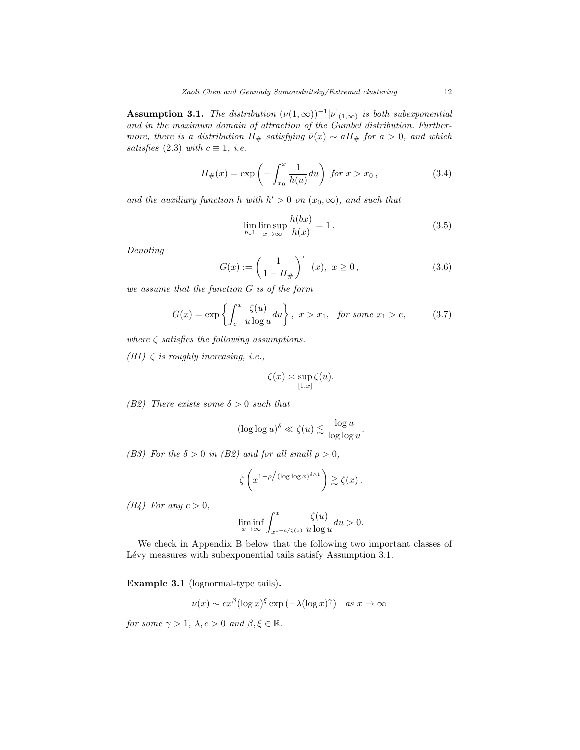**Assumption 3.1.** *The distribution $(\nu(1,\infty))^{-1}[\nu]_{(1,\infty)}$ is both subexponential and in the maximum domain of attraction of the Gumbel distribution. Furthermore, there is a distribution $H_\#$ satisfying $\bar{\nu}(x) \sim a\overline{H_\#}$ for $a > 0$, and which satisfies (2.3) with $c \equiv 1$, i.e.*

$$\overline{H_\#}(x) = \exp\left(-\int_{x_0}^{x} \frac{1}{h(u)}du\right) \text{ for } x > x_0\,, \tag{3.4}$$

*and the auxiliary function $h$ with $h' > 0$ on $(x_0, \infty)$, and such that*

$$\lim_{b\downarrow 1}\limsup_{x\to\infty} \frac{h(bx)}{h(x)} = 1\,. \tag{3.5}$$

*Denoting*

$$G(x) := \left(\frac{1}{1-H_\#}\right)^{\leftarrow}(x),\ x \geq 0\,, \tag{3.6}$$

*we assume that the function $G$ is of the form*

$$G(x) = \exp\left\{\int_e^x \frac{\zeta(u)}{u\log u}du\right\},\ x > x_1, \quad \text{for some } x_1 > e, \tag{3.7}$$

*where $\zeta$ satisfies the following assumptions.*

*(B1) $\zeta$ is roughly increasing, i.e.,*

$$\zeta(x) \asymp \sup_{[1,x]} \zeta(u).$$

*(B2) There exists some $\delta > 0$ such that*

$$(\log\log u)^{\delta} \ll \zeta(u) \lesssim \frac{\log u}{\log\log u}.$$

*(B3) For the $\delta > 0$ in (B2) and for all small $\rho > 0$,*

$$\zeta\left(x^{1-\rho\big/(\log\log x)^{\delta\wedge 1}}\right) \gtrsim \zeta(x)\,.$$

*(B4) For any $c > 0$,*

$$\liminf_{x\to\infty}\int_{x^{1-c/\zeta(x)}}^{x} \frac{\zeta(u)}{u\log u}du > 0.$$

We check in Appendix B below that the following two important classes of Lévy measures with subexponential tails satisfy Assumption 3.1.

**Example 3.1** (lognormal-type tails)**.**

$$\overline{\nu}(x) \sim cx^{\beta}(\log x)^{\xi}\exp\left(-\lambda(\log x)^{\gamma}\right) \quad \text{as } x\to\infty$$

*for some $\gamma > 1$, $\lambda, c > 0$ and $\beta, \xi \in \mathbb{R}$.*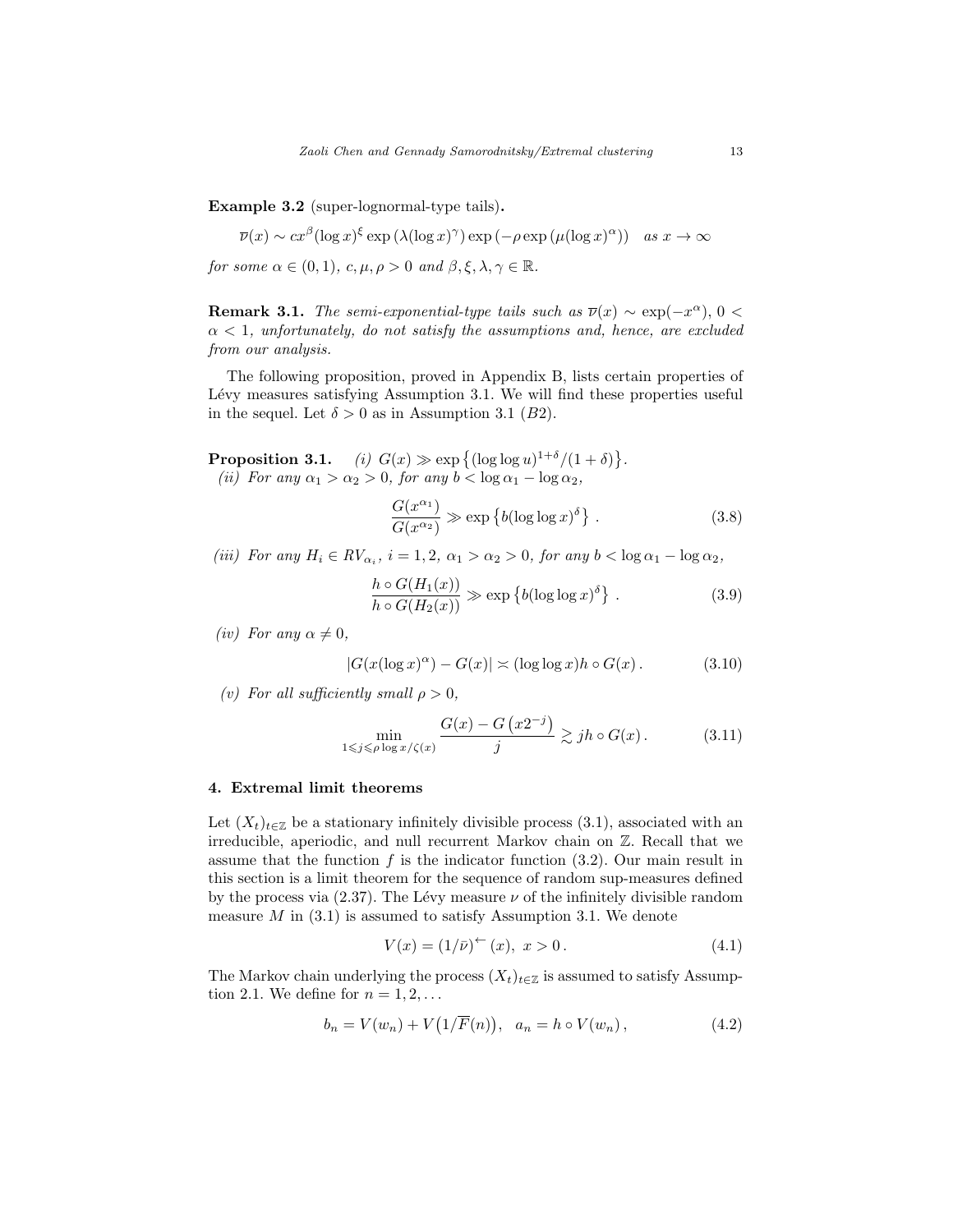**Example 3.2** (super-lognormal-type tails)**.**

$$\overline{\nu}(x) \sim cx^{\beta}(\log x)^{\xi} \exp\left(\lambda(\log x)^{\gamma}\right) \exp\left(-\rho \exp\left(\mu(\log x)^{\alpha}\right)\right) \quad \textit{as } x \to \infty$$

*for some* $\alpha \in (0, 1)$, $c, \mu, \rho > 0$ *and* $\beta, \xi, \lambda, \gamma \in \mathbb{R}$.

**Remark 3.1.** *The semi-exponential-type tails such as* $\overline{\nu}(x) \sim \exp(-x^{\alpha})$, $0 < \alpha < 1$, *unfortunately, do not satisfy the assumptions and, hence, are excluded from our analysis.*

The following proposition, proved in Appendix B, lists certain properties of Lévy measures satisfying Assumption 3.1. We will find these properties useful in the sequel. Let $\delta > 0$ as in Assumption 3.1 ($B2$).

**Proposition 3.1.** *(i)* $G(x) \gg \exp\left\{(\log\log u)^{1+\delta}/(1+\delta)\right\}$.
*(ii) For any* $\alpha_1 > \alpha_2 > 0$, *for any* $b < \log \alpha_1 - \log \alpha_2$,

$$\frac{G(x^{\alpha_1})}{G(x^{\alpha_2})} \gg \exp\left\{b(\log\log x)^{\delta}\right\} . \tag{3.8}$$

*(iii) For any* $H_i \in RV_{\alpha_i}$, $i = 1, 2$, $\alpha_1 > \alpha_2 > 0$, *for any* $b < \log \alpha_1 - \log \alpha_2$,

$$\frac{h \circ G(H_1(x))}{h \circ G(H_2(x))} \gg \exp\left\{b(\log\log x)^{\delta}\right\} . \tag{3.9}$$

*(iv) For any* $\alpha \neq 0$,

$$|G(x(\log x)^{\alpha}) - G(x)| \asymp (\log\log x) h \circ G(x) . \tag{3.10}$$

*(v) For all sufficiently small* $\rho > 0$,

$$\min_{1 \leqslant j \leqslant \rho \log x/\zeta(x)} \frac{G(x) - G\left(x2^{-j}\right)}{j} \gtrsim jh \circ G(x) . \tag{3.11}$$

## 4. Extremal limit theorems

Let $(X_t)_{t\in\mathbb{Z}}$ be a stationary infinitely divisible process (3.1), associated with an irreducible, aperiodic, and null recurrent Markov chain on $\mathbb{Z}$. Recall that we assume that the function $f$ is the indicator function (3.2). Our main result in this section is a limit theorem for the sequence of random sup-measures defined by the process via (2.37). The Lévy measure $\nu$ of the infinitely divisible random measure $M$ in (3.1) is assumed to satisfy Assumption 3.1. We denote

$$V(x) = (1/\bar{\nu})^{\leftarrow}(x), \ x > 0 . \tag{4.1}$$

The Markov chain underlying the process $(X_t)_{t\in\mathbb{Z}}$ is assumed to satisfy Assumption 2.1. We define for $n = 1, 2, \ldots$

$$b_n = V(w_n) + V\big(1/\overline{F}(n)\big), \quad a_n = h \circ V(w_n) , \tag{4.2}$$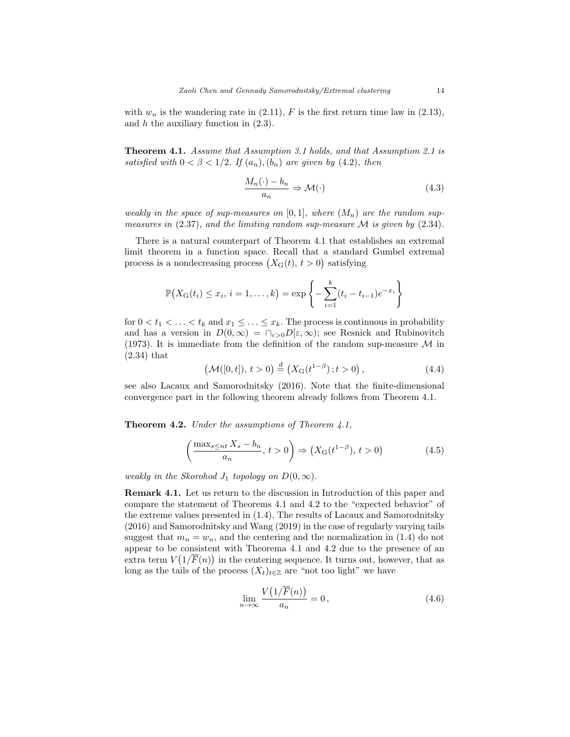with $w_n$ is the wandering rate in (2.11), $F$ is the first return time law in (2.13), and $h$ the auxiliary function in (2.3).

**Theorem 4.1.** *Assume that Assumption 3.1 holds, and that Assumption 2.1 is satisfied with $0 < \beta < 1/2$. If $(a_n), (b_n)$ are given by (4.2), then*

$$\frac{M_n(\cdot) - b_n}{a_n} \Rightarrow \mathcal{M}(\cdot) \tag{4.3}$$

*weakly in the space of sup-measures on $[0,1]$, where $(M_n)$ are the random sup-measures in (2.37), and the limiting random sup-measure $\mathcal{M}$ is given by (2.34).*

There is a natural counterpart of Theorem 4.1 that establishes an extremal limit theorem in a function space. Recall that a standard Gumbel extremal process is a nondecreasing process $\big(X_{\rm G}(t),\, t > 0\big)$ satisfying

$$\mathbb{P}\big(X_{\rm G}(t_i) \le x_i,\, i = 1, \dots, k\big) = \exp\left\{ -\sum_{i=1}^{k} (t_i - t_{i-1}) e^{-x_i} \right\}$$

for $0 < t_1 < \ldots < t_k$ and $x_1 \le \ldots \le x_k$. The process is continuous in probability and has a version in $D(0,\infty) = \cap_{\varepsilon > 0} D[\varepsilon, \infty)$; see Resnick and Rubinovitch (1973). It is immediate from the definition of the random sup-measure $\mathcal{M}$ in (2.34) that

$$\big(\mathcal{M}([0,t]),\, t > 0\big) \stackrel{d}{=} \big(X_{\rm G}(t^{1-\beta})\,;\, t > 0\big), \tag{4.4}$$

see also Lacaux and Samorodnitsky (2016). Note that the finite-dimensional convergence part in the following theorem already follows from Theorem 4.1.

**Theorem 4.2.** *Under the assumptions of Theorem 4.1,*

$$\left( \frac{\max_{s \le nt} X_s - b_n}{a_n},\, t > 0 \right) \Rightarrow \big(X_{\rm G}(t^{1-\beta}),\, t > 0\big) \tag{4.5}$$

*weakly in the Skorohod $J_1$ topology on $D(0,\infty)$.*

**Remark 4.1.** Let us return to the discussion in Introduction of this paper and compare the statement of Theorems 4.1 and 4.2 to the "expected behavior" of the extreme values presented in (1.4). The results of Lacaux and Samorodnitsky (2016) and Samorodnitsky and Wang (2019) in the case of regularly varying tails suggest that $m_n = w_n$, and the centering and the normalization in (1.4) do not appear to be consistent with Theorema 4.1 and 4.2 due to the presence of an extra term $V\big(1/\overline{F}(n)\big)$ in the centering sequence. It turns out, however, that as long as the tails of the process $(X_t)_{t \in \mathbb{Z}}$ are "not too light" we have

$$\lim_{n \to \infty} \frac{V\big(1/\overline{F}(n)\big)}{a_n} = 0, \tag{4.6}$$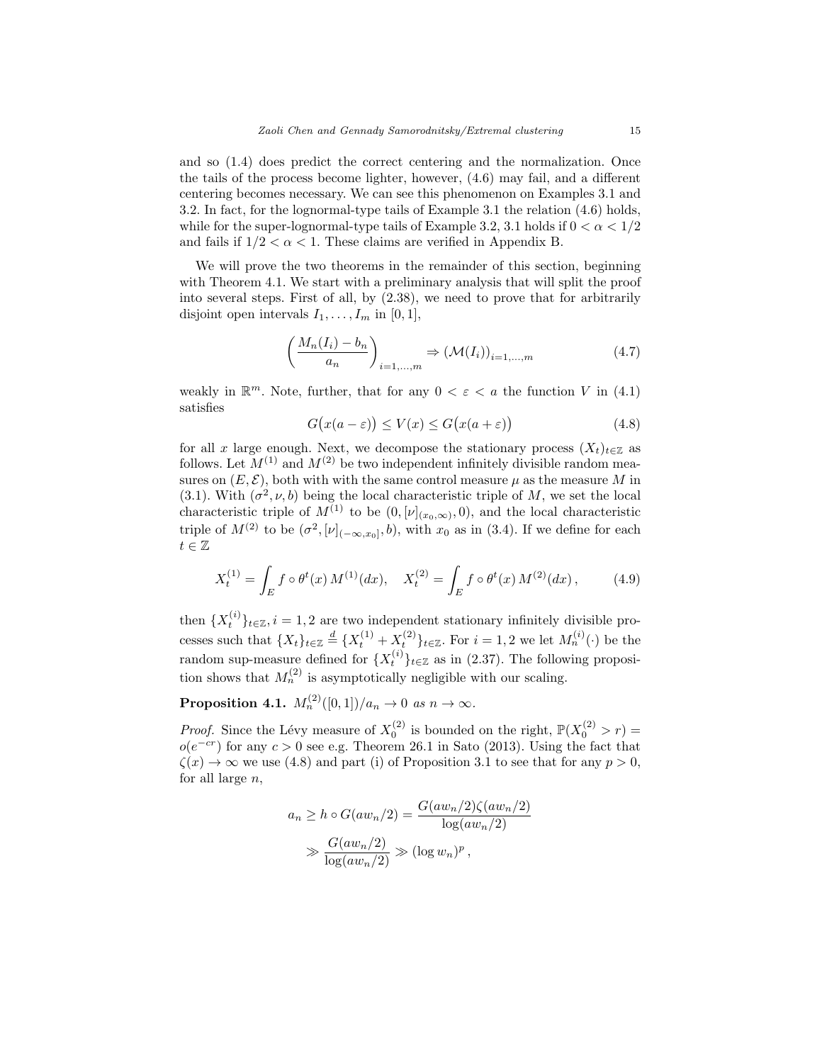and so (1.4) does predict the correct centering and the normalization. Once the tails of the process become lighter, however, (4.6) may fail, and a different centering becomes necessary. We can see this phenomenon on Examples 3.1 and 3.2. In fact, for the lognormal-type tails of Example 3.1 the relation (4.6) holds, while for the super-lognormal-type tails of Example 3.2, 3.1 holds if $0 < \alpha < 1/2$ and fails if $1/2 < \alpha < 1$. These claims are verified in Appendix B.

We will prove the two theorems in the remainder of this section, beginning with Theorem 4.1. We start with a preliminary analysis that will split the proof into several steps. First of all, by (2.38), we need to prove that for arbitrarily disjoint open intervals $I_1, \ldots, I_m$ in $[0, 1]$,

$$\left(\frac{M_n(I_i) - b_n}{a_n}\right)_{i=1,\ldots,m} \Rightarrow (\mathcal{M}(I_i))_{i=1,\ldots,m} \tag{4.7}$$

weakly in $\mathbb{R}^m$. Note, further, that for any $0 < \varepsilon < a$ the function $V$ in (4.1) satisfies

$$G\big(x(a - \varepsilon)\big) \le V(x) \le G\big(x(a + \varepsilon)\big) \tag{4.8}$$

for all $x$ large enough. Next, we decompose the stationary process $(X_t)_{t\in\mathbb{Z}}$ as follows. Let $M^{(1)}$ and $M^{(2)}$ be two independent infinitely divisible random measures on $(E, \mathcal{E})$, both with with the same control measure $\mu$ as the measure $M$ in (3.1). With $(\sigma^2, \nu, b)$ being the local characteristic triple of $M$, we set the local characteristic triple of $M^{(1)}$ to be $(0, [\nu]_{(x_0,\infty)}, 0)$, and the local characteristic triple of $M^{(2)}$ to be $(\sigma^2, [\nu]_{(-\infty,x_0]}, b)$, with $x_0$ as in (3.4). If we define for each $t \in \mathbb{Z}$

$$X_t^{(1)} = \int_E f \circ \theta^t(x)\, M^{(1)}(dx), \quad X_t^{(2)} = \int_E f \circ \theta^t(x)\, M^{(2)}(dx)\,, \tag{4.9}$$

then $\{X_t^{(i)}\}_{t\in\mathbb{Z}}, i = 1, 2$ are two independent stationary infinitely divisible processes such that $\{X_t\}_{t\in\mathbb{Z}} \overset{d}{=} \{X_t^{(1)} + X_t^{(2)}\}_{t\in\mathbb{Z}}$. For $i = 1, 2$ we let $M_n^{(i)}(\cdot)$ be the random sup-measure defined for $\{X_t^{(i)}\}_{t\in\mathbb{Z}}$ as in (2.37). The following proposition shows that $M_n^{(2)}$ is asymptotically negligible with our scaling.

**Proposition 4.1.** *$M_n^{(2)}([0, 1])/a_n \to 0$ as $n \to \infty$.*

*Proof.* Since the Lévy measure of $X_0^{(2)}$ is bounded on the right, $\mathbb{P}(X_0^{(2)} > r) = o(e^{-cr})$ for any $c > 0$ see e.g. Theorem 26.1 in Sato (2013). Using the fact that $\zeta(x) \to \infty$ we use (4.8) and part (i) of Proposition 3.1 to see that for any $p > 0$, for all large $n$,

$$\begin{aligned} a_n \ge h \circ G(aw_n/2) &= \frac{G(aw_n/2)\zeta(aw_n/2)}{\log(aw_n/2)} \\ &\gg \frac{G(aw_n/2)}{\log(aw_n/2)} \gg (\log w_n)^p\,, \end{aligned}$$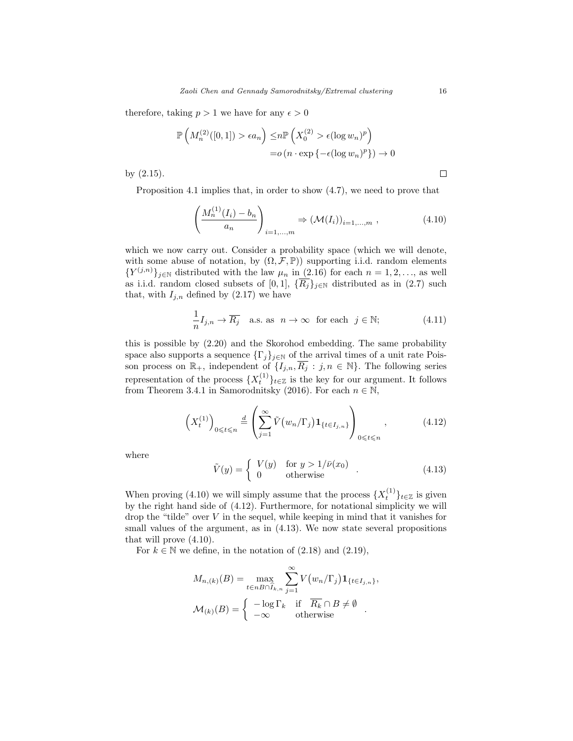therefore, taking $p > 1$ we have for any $\epsilon > 0$

$$
\begin{aligned}
\mathbb{P}\left(M_n^{(2)}([0,1]) > \epsilon a_n\right) \leq & n\mathbb{P}\left(X_0^{(2)} > \epsilon(\log w_n)^p\right) \\
= & o\left(n \cdot \exp\left\{-\epsilon(\log w_n)^p\right\}\right) \to 0
\end{aligned}
$$

by (2.15). $\square$

Proposition 4.1 implies that, in order to show (4.7), we need to prove that

$$
\left(\frac{M_n^{(1)}(I_i) - b_n}{a_n}\right)_{i=1,\ldots,m} \Rightarrow \left(\mathcal{M}(I_i)\right)_{i=1,\ldots,m}, \tag{4.10}
$$

which we now carry out. Consider a probability space (which we will denote, with some abuse of notation, by $(\Omega, \mathcal{F}, \mathbb{P})$) supporting i.i.d. random elements $\{Y^{(j,n)}\}_{j\in\mathbb{N}}$ distributed with the law $\mu_n$ in (2.16) for each $n = 1, 2, \ldots$, as well as i.i.d. random closed subsets of $[0,1]$, $\{\overline{R_j}\}_{j\in\mathbb{N}}$ distributed as in (2.7) such that, with $I_{j,n}$ defined by (2.17) we have

$$
\frac{1}{n} I_{j,n} \to \overline{R_j} \quad \text{a.s. as} \quad n \to \infty \quad \text{for each} \quad j \in \mathbb{N}; \tag{4.11}
$$

this is possible by (2.20) and the Skorohod embedding. The same probability space also supports a sequence $\{\Gamma_j\}_{j\in\mathbb{N}}$ of the arrival times of a unit rate Poisson process on $\mathbb{R}_+$, independent of $\{I_{j,n}, \overline{R_j} : j, n \in \mathbb{N}\}$. The following series representation of the process $\{X_t^{(1)}\}_{t\in\mathbb{Z}}$ is the key for our argument. It follows from Theorem 3.4.1 in Samorodnitsky (2016). For each $n \in \mathbb{N}$,

$$
\left(X_t^{(1)}\right)_{0\leqslant t\leqslant n} \overset{d}{=} \left(\sum_{j=1}^{\infty} \tilde{V}\big(w_n/\Gamma_j\big)\mathbf{1}_{\{t\in I_{j,n}\}}\right)_{0\leqslant t\leqslant n}, \tag{4.12}
$$

where

$$
\tilde{V}(y) = \begin{cases} V(y) & \text{for } y > 1/\bar{\nu}(x_0) \\ 0 & \text{otherwise} \end{cases}. \tag{4.13}
$$

When proving (4.10) we will simply assume that the process $\{X_t^{(1)}\}_{t\in\mathbb{Z}}$ is given by the right hand side of (4.12). Furthermore, for notational simplicity we will drop the "tilde" over $V$ in the sequel, while keeping in mind that it vanishes for small values of the argument, as in (4.13). We now state several propositions that will prove (4.10).

For $k \in \mathbb{N}$ we define, in the notation of (2.18) and (2.19),

$$
M_{n,(k)}(B) = \max_{t\in nB\cap\widehat{I}_{k,n}} \sum_{j=1}^{\infty} V\big(w_n/\Gamma_j\big)\mathbf{1}_{\{t\in I_{j,n}\}},
$$

$$
\mathcal{M}_{(k)}(B) = \begin{cases} -\log\Gamma_k & \text{if} \quad \overline{R_k}\cap B \neq \emptyset \\ -\infty & \text{otherwise} \end{cases}.
$$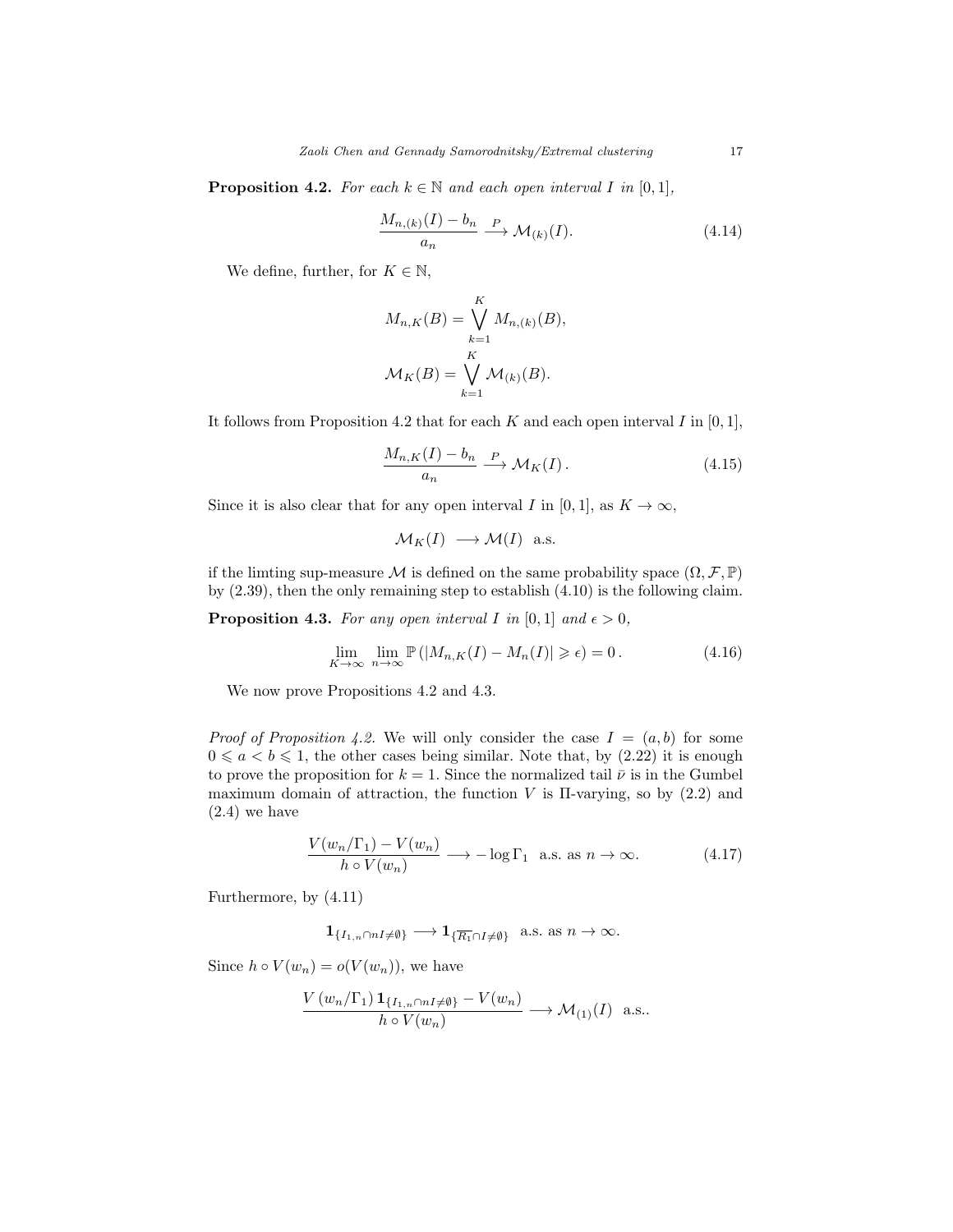**Proposition 4.2.** *For each $k \in \mathbb{N}$ and each open interval $I$ in $[0,1]$,*

$$\frac{M_{n,(k)}(I) - b_n}{a_n} \xrightarrow{P} \mathcal{M}_{(k)}(I). \tag{4.14}$$

We define, further, for $K \in \mathbb{N}$,

$$M_{n,K}(B) = \bigvee_{k=1}^{K} M_{n,(k)}(B),$$

$$\mathcal{M}_K(B) = \bigvee_{k=1}^{K} \mathcal{M}_{(k)}(B).$$

It follows from Proposition 4.2 that for each $K$ and each open interval $I$ in $[0,1]$,

$$\frac{M_{n,K}(I) - b_n}{a_n} \xrightarrow{P} \mathcal{M}_K(I)\,. \tag{4.15}$$

Since it is also clear that for any open interval $I$ in $[0,1]$, as $K \to \infty$,

$$\mathcal{M}_K(I) \longrightarrow \mathcal{M}(I) \ \text{ a.s.}$$

if the limting sup-measure $\mathcal{M}$ is defined on the same probability space $(\Omega, \mathcal{F}, \mathbb{P})$ by (2.39), then the only remaining step to establish (4.10) is the following claim.

**Proposition 4.3.** *For any open interval $I$ in $[0,1]$ and $\epsilon > 0$,*

$$\lim_{K\to\infty} \lim_{n\to\infty} \mathbb{P}\left(|M_{n,K}(I) - M_n(I)| \geqslant \epsilon\right) = 0\,. \tag{4.16}$$

We now prove Propositions 4.2 and 4.3.

*Proof of Proposition 4.2.* We will only consider the case $I = (a,b)$ for some $0 \leqslant a < b \leqslant 1$, the other cases being similar. Note that, by (2.22) it is enough to prove the proposition for $k = 1$. Since the normalized tail $\bar{\nu}$ is in the Gumbel maximum domain of attraction, the function $V$ is $\Pi$-varying, so by (2.2) and (2.4) we have

$$\frac{V(w_n/\Gamma_1) - V(w_n)}{h \circ V(w_n)} \longrightarrow -\log \Gamma_1 \ \text{ a.s. as } n \to \infty. \tag{4.17}$$

Furthermore, by (4.11)

$$\mathbf{1}_{\{I_{1,n} \cap nI \neq \emptyset\}} \longrightarrow \mathbf{1}_{\{\overline{R_1} \cap I \neq \emptyset\}} \ \text{ a.s. as } n \to \infty.$$

Since $h \circ V(w_n) = o(V(w_n))$, we have

$$\frac{V\left(w_n/\Gamma_1\right) \mathbf{1}_{\{I_{1,n} \cap nI \neq \emptyset\}} - V(w_n)}{h \circ V(w_n)} \longrightarrow \mathcal{M}_{(1)}(I) \ \text{ a.s..}$$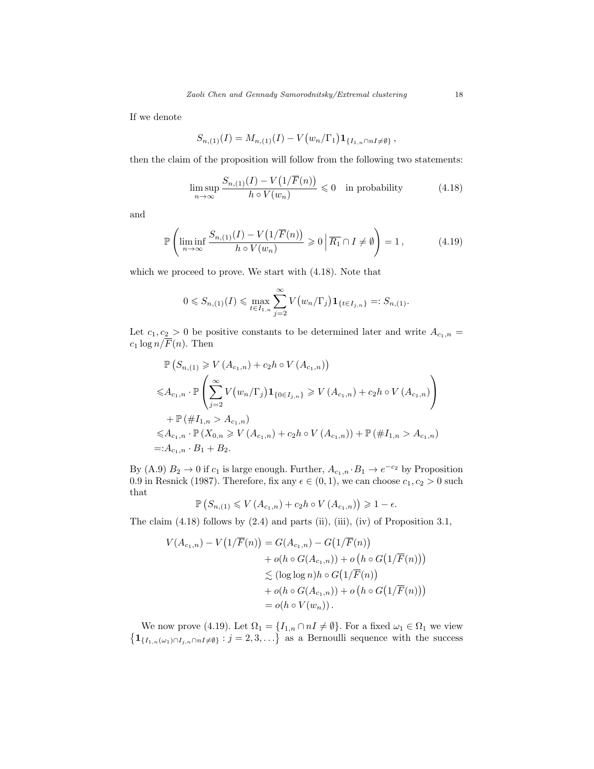If we denote

$$S_{n,(1)}(I) = M_{n,(1)}(I) - V\big(w_n/\Gamma_1\big)\mathbf{1}_{\{I_{1,n}\cap nI\neq\emptyset\}}\,,$$

then the claim of the proposition will follow from the following two statements:

$$\limsup_{n\to\infty} \frac{S_{n,(1)}(I) - V\big(1/\overline{F}(n)\big)}{h\circ V(w_n)} \leqslant 0 \quad \text{in probability} \tag{4.18}$$

and

$$\mathbb{P}\left(\liminf_{n\to\infty} \frac{S_{n,(1)}(I) - V\big(1/\overline{F}(n)\big)}{h\circ V(w_n)} \geqslant 0 \,\Big|\, \overline{R_1}\cap I \neq \emptyset\right) = 1\,, \tag{4.19}$$

which we proceed to prove. We start with (4.18). Note that

$$0 \leqslant S_{n,(1)}(I) \leqslant \max_{t\in I_{1,n}} \sum_{j=2}^{\infty} V\big(w_n/\Gamma_j\big)\mathbf{1}_{\{t\in I_{j,n}\}} =: S_{n,(1)}.$$

Let $c_1, c_2 > 0$ be positive constants to be determined later and write $A_{c_1,n} = c_1 \log n/\overline{F}(n)$. Then

$$\begin{aligned}
&\mathbb{P}\left(S_{n,(1)} \geqslant V\left(A_{c_1,n}\right) + c_2 h\circ V\left(A_{c_1,n}\right)\right) \\
\leqslant& A_{c_1,n}\cdot \mathbb{P}\left(\sum_{j=2}^{\infty} V\big(w_n/\Gamma_j\big)\mathbf{1}_{\{0\in I_{j,n}\}} \geqslant V\left(A_{c_1,n}\right) + c_2 h\circ V\left(A_{c_1,n}\right)\right) \\
&+ \mathbb{P}\left(\# I_{1,n} > A_{c_1,n}\right) \\
\leqslant& A_{c_1,n}\cdot \mathbb{P}\left(X_{0,n} \geqslant V\left(A_{c_1,n}\right) + c_2 h\circ V\left(A_{c_1,n}\right)\right) + \mathbb{P}\left(\# I_{1,n} > A_{c_1,n}\right) \\
=:& A_{c_1,n}\cdot B_1 + B_2.
\end{aligned}$$

By (A.9) $B_2 \to 0$ if $c_1$ is large enough. Further, $A_{c_1,n}\cdot B_1 \to e^{-c_2}$ by Proposition 0.9 in Resnick (1987). Therefore, fix any $\epsilon \in (0,1)$, we can choose $c_1, c_2 > 0$ such that

$$\mathbb{P}\left(S_{n,(1)} \leqslant V\left(A_{c_1,n}\right) + c_2 h\circ V\left(A_{c_1,n}\right)\right) \geqslant 1-\epsilon.$$

The claim (4.18) follows by (2.4) and parts (ii), (iii), (iv) of Proposition 3.1,

$$\begin{aligned}
V(A_{c_1,n}) - V\big(1/\overline{F}(n)\big) &= G(A_{c_1,n}) - G\big(1/\overline{F}(n)\big) \\
&\quad + o(h\circ G(A_{c_1,n})) + o\left(h\circ G\big(1/\overline{F}(n)\big)\right) \\
&\lesssim (\log\log n) h\circ G\big(1/\overline{F}(n)\big) \\
&\quad + o(h\circ G(A_{c_1,n})) + o\left(h\circ G\big(1/\overline{F}(n)\big)\right) \\
&= o(h\circ V(w_n))\,.
\end{aligned}$$

We now prove (4.19). Let $\Omega_1 = \{I_{1,n}\cap nI \neq \emptyset\}$. For a fixed $\omega_1 \in \Omega_1$ we view $\left\{\mathbf{1}_{\{I_{1,n}(\omega_1)\cap I_{j,n}\cap nI\neq\emptyset\}} : j = 2,3,\ldots\right\}$ as a Bernoulli sequence with the success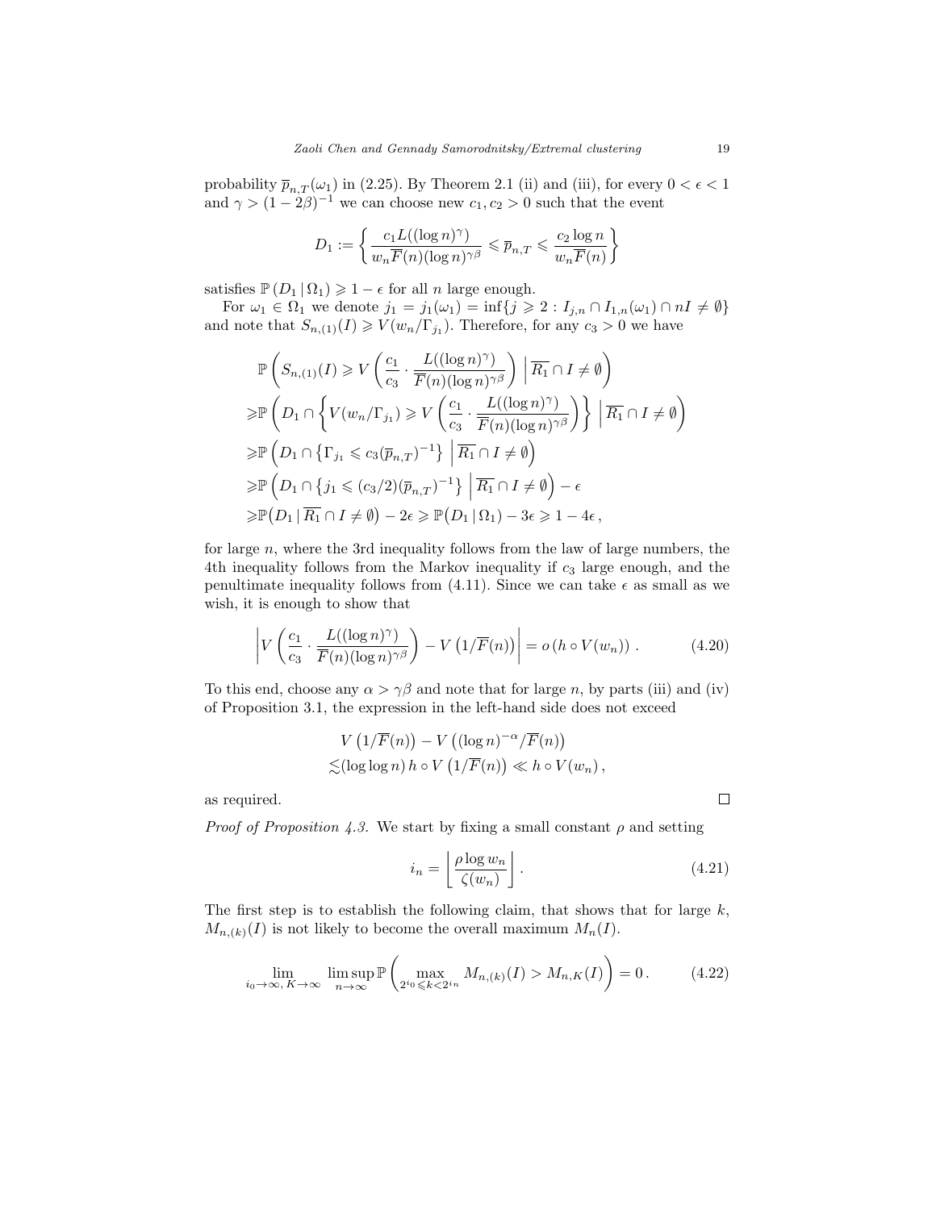probability $\overline{p}_{n,T}(\omega_1)$ in (2.25). By Theorem 2.1 (ii) and (iii), for every $0 < \epsilon < 1$ and $\gamma > (1-2\beta)^{-1}$ we can choose new $c_1, c_2 > 0$ such that the event

$$D_1 := \left\{ \frac{c_1 L((\log n)^\gamma)}{w_n \overline{F}(n)(\log n)^{\gamma\beta}} \leqslant \overline{p}_{n,T} \leqslant \frac{c_2 \log n}{w_n \overline{F}(n)} \right\}$$

satisfies $\mathbb{P}(D_1 \mid \Omega_1) \geqslant 1 - \epsilon$ for all $n$ large enough.

For $\omega_1 \in \Omega_1$ we denote $j_1 = j_1(\omega_1) = \inf\{j \geqslant 2 : I_{j,n} \cap I_{1,n}(\omega_1) \cap nI \neq \emptyset\}$ and note that $S_{n,(1)}(I) \geqslant V(w_n/\Gamma_{j_1})$. Therefore, for any $c_3 > 0$ we have

$$\begin{aligned}
&\mathbb{P}\left( S_{n,(1)}(I) \geqslant V\left( \frac{c_1}{c_3} \cdot \frac{L((\log n)^\gamma)}{\overline{F}(n)(\log n)^{\gamma\beta}} \right) \;\Big|\; \overline{R_1} \cap I \neq \emptyset \right) \\
\geqslant &\mathbb{P}\left( D_1 \cap \left\{ V(w_n/\Gamma_{j_1}) \geqslant V\left( \frac{c_1}{c_3} \cdot \frac{L((\log n)^\gamma)}{\overline{F}(n)(\log n)^{\gamma\beta}} \right) \right\} \;\Big|\; \overline{R_1} \cap I \neq \emptyset \right) \\
\geqslant &\mathbb{P}\left( D_1 \cap \left\{ \Gamma_{j_1} \leqslant c_3 (\overline{p}_{n,T})^{-1} \right\} \;\Big|\; \overline{R_1} \cap I \neq \emptyset \right) \\
\geqslant &\mathbb{P}\left( D_1 \cap \left\{ j_1 \leqslant (c_3/2) (\overline{p}_{n,T})^{-1} \right\} \;\Big|\; \overline{R_1} \cap I \neq \emptyset \right) - \epsilon \\
\geqslant &\mathbb{P}\big( D_1 \mid \overline{R_1} \cap I \neq \emptyset \big) - 2\epsilon \geqslant \mathbb{P}\big( D_1 \mid \Omega_1 \big) - 3\epsilon \geqslant 1 - 4\epsilon,
\end{aligned}$$

for large $n$, where the 3rd inequality follows from the law of large numbers, the 4th inequality follows from the Markov inequality if $c_3$ large enough, and the penultimate inequality follows from (4.11). Since we can take $\epsilon$ as small as we wish, it is enough to show that

$$\left| V\left( \frac{c_1}{c_3} \cdot \frac{L((\log n)^\gamma)}{\overline{F}(n)(\log n)^{\gamma\beta}} \right) - V\left(1/\overline{F}(n)\right) \right| = o\left(h \circ V(w_n)\right). \tag{4.20}$$

To this end, choose any $\alpha > \gamma\beta$ and note that for large $n$, by parts (iii) and (iv) of Proposition 3.1, the expression in the left-hand side does not exceed

$$\begin{aligned}
&V\left(1/\overline{F}(n)\right) - V\left((\log n)^{-\alpha}/\overline{F}(n)\right) \\
\lesssim &(\log\log n)\, h \circ V\left(1/\overline{F}(n)\right) \ll h \circ V(w_n),
\end{aligned}$$

as required. $\square$

*Proof of Proposition 4.3.* We start by fixing a small constant $\rho$ and setting

$$i_n = \left\lfloor \frac{\rho \log w_n}{\zeta(w_n)} \right\rfloor. \tag{4.21}$$

The first step is to establish the following claim, that shows that for large $k$, $M_{n,(k)}(I)$ is not likely to become the overall maximum $M_n(I)$.

$$\lim_{i_0 \to \infty,\, K \to \infty} \limsup_{n \to \infty} \mathbb{P}\left( \max_{2^{i_0} \leqslant k < 2^{i_n}} M_{n,(k)}(I) > M_{n,K}(I) \right) = 0. \tag{4.22}$$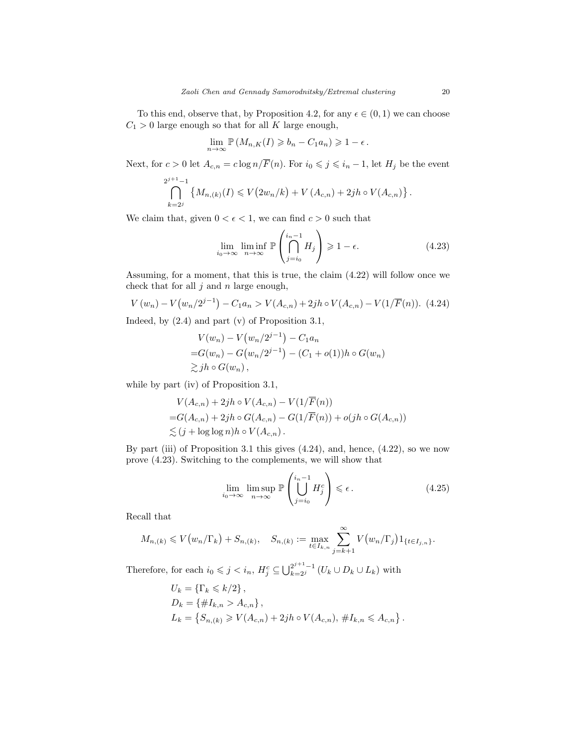To this end, observe that, by Proposition 4.2, for any $\epsilon \in (0,1)$ we can choose $C_1 > 0$ large enough so that for all $K$ large enough,

$$\lim_{n\to\infty} \mathbb{P}\left(M_{n,K}(I) \geqslant b_n - C_1 a_n\right) \geqslant 1 - \epsilon \,.$$

Next, for $c > 0$ let $A_{c,n} = c \log n / \overline{F}(n)$. For $i_0 \leqslant j \leqslant i_n - 1$, let $H_j$ be the event

$$\bigcap_{k=2^j}^{2^{j+1}-1} \left\{ M_{n,(k)}(I) \leqslant V\big(2w_n/k\big) + V\left(A_{c,n}\right) + 2jh \circ V(A_{c,n}) \right\}.$$

We claim that, given $0 < \epsilon < 1$, we can find $c > 0$ such that

$$\lim_{i_0\to\infty} \liminf_{n\to\infty} \mathbb{P}\left( \bigcap_{j=i_0}^{i_n - 1} H_j \right) \geqslant 1 - \epsilon. \tag{4.23}$$

Assuming, for a moment, that this is true, the claim (4.22) will follow once we check that for all $j$ and $n$ large enough,

$$V\left(w_n\right) - V\big(w_n/2^{j-1}\big) - C_1 a_n > V(A_{c,n}) + 2jh \circ V(A_{c,n}) - V(1/\overline{F}(n)). \tag{4.24}$$

Indeed, by (2.4) and part (v) of Proposition 3.1,

$$\begin{aligned}
&V(w_n) - V\big(w_n/2^{j-1}\big) - C_1 a_n \\
=&G(w_n) - G\big(w_n/2^{j-1}\big) - (C_1 + o(1)) h \circ G(w_n) \\
\gtrsim& \, jh \circ G(w_n)\,,
\end{aligned}$$

while by part (iv) of Proposition 3.1,

$$\begin{aligned}
&V(A_{c,n}) + 2jh \circ V(A_{c,n}) - V(1/\overline{F}(n)) \\
=&G(A_{c,n}) + 2jh \circ G(A_{c,n}) - G(1/\overline{F}(n)) + o(jh \circ G(A_{c,n})) \\
\lesssim& \,(j + \log\log n) h \circ V(A_{c,n})\,.
\end{aligned}$$

By part (iii) of Proposition 3.1 this gives (4.24), and, hence, (4.22), so we now prove (4.23). Switching to the complements, we will show that

$$\lim_{i_0\to\infty} \limsup_{n\to\infty} \mathbb{P}\left( \bigcup_{j=i_0}^{i_n - 1} H_j^c \right) \leqslant \epsilon\,. \tag{4.25}$$

Recall that

$$M_{n,(k)} \leqslant V\big(w_n/\Gamma_k\big) + S_{n,(k)}, \quad S_{n,(k)} := \max_{t\in I_{k,n}} \sum_{j=k+1}^{\infty} V\big(w_n/\Gamma_j\big) 1_{\{t\in I_{j,n}\}}.$$

Therefore, for each $i_0 \leqslant j < i_n$, $H_j^c \subseteq \bigcup_{k=2^j}^{2^{j+1}-1} \left(U_k \cup D_k \cup L_k\right)$ with

$$\begin{aligned}
U_k &= \left\{\Gamma_k \leqslant k/2\right\}, \\
D_k &= \left\{\# I_{k,n} > A_{c,n}\right\}, \\
L_k &= \left\{S_{n,(k)} \geqslant V(A_{c,n}) + 2jh \circ V(A_{c,n}),\ \# I_{k,n} \leqslant A_{c,n}\right\}.
\end{aligned}$$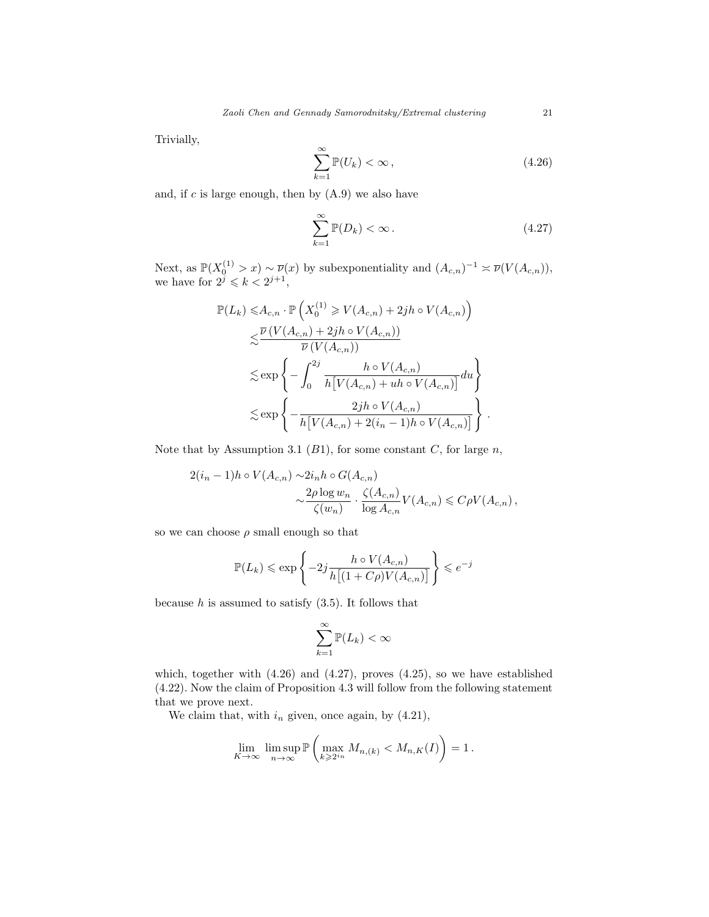Trivially,

$$\sum_{k=1}^{\infty} \mathbb{P}(U_k) < \infty \,, \tag{4.26}$$

and, if $c$ is large enough, then by (A.9) we also have

$$\sum_{k=1}^{\infty} \mathbb{P}(D_k) < \infty \,. \tag{4.27}$$

Next, as $\mathbb{P}(X_0^{(1)} > x) \sim \overline{\nu}(x)$ by subexponentiality and $(A_{c,n})^{-1} \asymp \overline{\nu}(V(A_{c,n}))$, we have for $2^j \leqslant k < 2^{j+1}$,

$$\begin{aligned}
\mathbb{P}(L_k) \leqslant & A_{c,n} \cdot \mathbb{P}\left(X_0^{(1)} \geqslant V(A_{c,n}) + 2jh \circ V(A_{c,n})\right) \\
\lesssim & \frac{\overline{\nu}\left(V(A_{c,n}) + 2jh \circ V(A_{c,n})\right)}{\overline{\nu}\left(V(A_{c,n})\right)} \\
\lesssim & \exp\left\{ -\int_0^{2j} \frac{h \circ V(A_{c,n})}{h\big[V(A_{c,n}) + uh \circ V(A_{c,n})\big]} du \right\} \\
\lesssim & \exp\left\{ -\frac{2jh \circ V(A_{c,n})}{h\big[V(A_{c,n}) + 2(i_n - 1)h \circ V(A_{c,n})\big]} \right\} .
\end{aligned}$$

Note that by Assumption 3.1 $(B1)$, for some constant $C$, for large $n$,

$$\begin{aligned}
2(i_n - 1)h \circ V(A_{c,n}) \sim & 2i_n h \circ G(A_{c,n}) \\
& \sim \frac{2\rho \log w_n}{\zeta(w_n)} \cdot \frac{\zeta(A_{c,n})}{\log A_{c,n}} V(A_{c,n}) \leqslant C\rho V(A_{c,n}) \,,
\end{aligned}$$

so we can choose $\rho$ small enough so that

$$\mathbb{P}(L_k) \leqslant \exp\left\{ -2j \frac{h \circ V(A_{c,n})}{h\big[(1 + C\rho)V(A_{c,n})\big]} \right\} \leqslant e^{-j}$$

because $h$ is assumed to satisfy (3.5). It follows that

$$\sum_{k=1}^{\infty} \mathbb{P}(L_k) < \infty$$

which, together with (4.26) and (4.27), proves (4.25), so we have established (4.22). Now the claim of Proposition 4.3 will follow from the following statement that we prove next.

We claim that, with $i_n$ given, once again, by (4.21),

$$\lim_{K \to \infty} \limsup_{n \to \infty} \mathbb{P}\left( \max_{k \geqslant 2^{i_n}} M_{n,(k)} < M_{n,K}(I) \right) = 1 \,.$$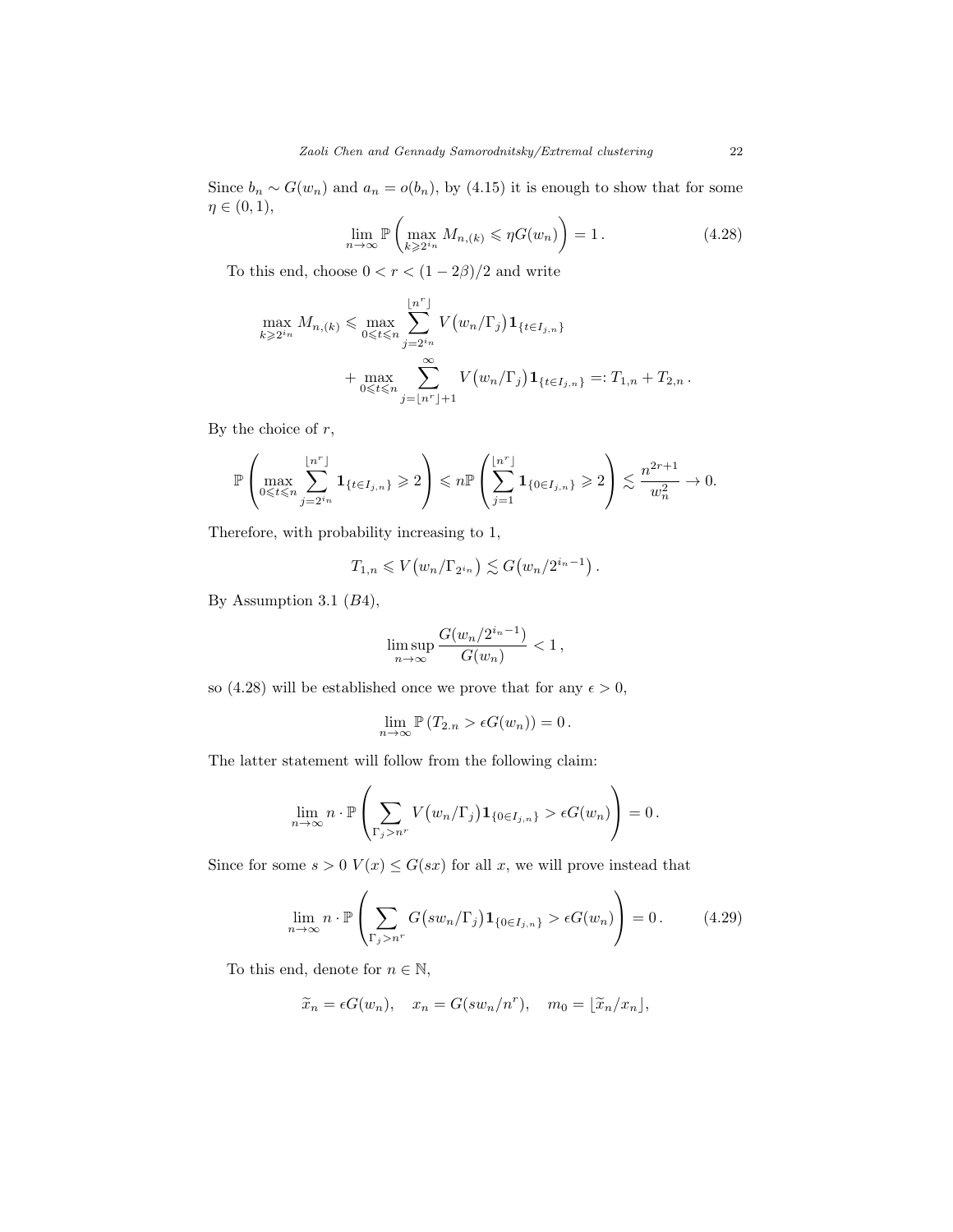Since $b_n \sim G(w_n)$ and $a_n = o(b_n)$, by (4.15) it is enough to show that for some $\eta \in (0,1)$,

$$\lim_{n\to\infty} \mathbb{P}\left(\max_{k\geqslant 2^{i_n}} M_{n,(k)} \leqslant \eta G(w_n)\right) = 1\,. \tag{4.28}$$

To this end, choose $0 < r < (1-2\beta)/2$ and write

$$\begin{aligned}\max_{k\geqslant 2^{i_n}} M_{n,(k)} &\leqslant \max_{0\leqslant t\leqslant n} \sum_{j=2^{i_n}}^{\lfloor n^r \rfloor} V\big(w_n/\Gamma_j\big)\mathbf{1}_{\{t\in I_{j,n}\}} \\ &\quad + \max_{0\leqslant t\leqslant n} \sum_{j=\lfloor n^r\rfloor+1}^{\infty} V\big(w_n/\Gamma_j\big)\mathbf{1}_{\{t\in I_{j,n}\}} =: T_{1,n} + T_{2,n}\,.\end{aligned}$$

By the choice of $r$,

$$\mathbb{P}\left(\max_{0\leqslant t\leqslant n}\sum_{j=2^{i_n}}^{\lfloor n^r\rfloor} \mathbf{1}_{\{t\in I_{j,n}\}} \geqslant 2\right) \leqslant n\mathbb{P}\left(\sum_{j=1}^{\lfloor n^r\rfloor}\mathbf{1}_{\{0\in I_{j,n}\}}\geqslant 2\right) \lesssim \frac{n^{2r+1}}{w_n^2} \to 0.$$

Therefore, with probability increasing to 1,

$$T_{1,n} \leqslant V\big(w_n/\Gamma_{2^{i_n}}\big) \lesssim G\big(w_n/2^{i_n-1}\big)\,.$$

By Assumption 3.1 ($B4$),

$$\limsup_{n\to\infty} \frac{G(w_n/2^{i_n-1})}{G(w_n)} < 1\,,$$

so (4.28) will be established once we prove that for any $\epsilon > 0$,

$$\lim_{n\to\infty}\mathbb{P}\left(T_{2.n} > \epsilon G(w_n)\right) = 0\,.$$

The latter statement will follow from the following claim:

$$\lim_{n\to\infty} n\cdot\mathbb{P}\left(\sum_{\Gamma_j > n^r} V\big(w_n/\Gamma_j\big)\mathbf{1}_{\{0\in I_{j,n}\}} > \epsilon G(w_n)\right) = 0\,.$$

Since for some $s>0$ $V(x) \leq G(sx)$ for all $x$, we will prove instead that

$$\lim_{n\to\infty} n\cdot\mathbb{P}\left(\sum_{\Gamma_j > n^r} G\big(sw_n/\Gamma_j\big)\mathbf{1}_{\{0\in I_{j,n}\}} > \epsilon G(w_n)\right) = 0\,. \tag{4.29}$$

To this end, denote for $n\in\mathbb{N}$,

$$\widetilde{x}_n = \epsilon G(w_n), \quad x_n = G(sw_n/n^r), \quad m_0 = \lfloor \widetilde{x}_n/x_n\rfloor,$$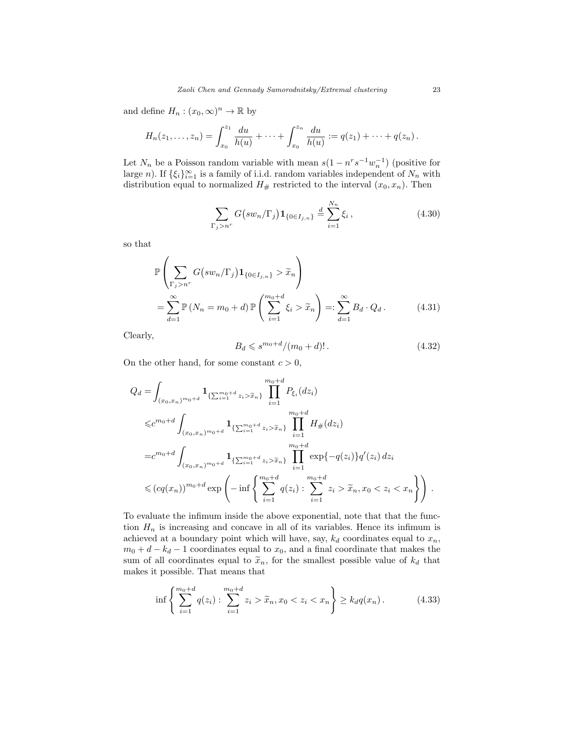and define $H_n : (x_0, \infty)^n \to \mathbb{R}$ by

$$
H_n(z_1, \ldots, z_n) = \int_{x_0}^{z_1} \frac{du}{h(u)} + \cdots + \int_{x_0}^{z_n} \frac{du}{h(u)} := q(z_1) + \cdots + q(z_n)\,.
$$

Let $N_n$ be a Poisson random variable with mean $s(1 - n^r s^{-1} w_n^{-1})$ (positive for large $n$). If $\{\xi_i\}_{i=1}^{\infty}$ is a family of i.i.d. random variables independent of $N_n$ with distribution equal to normalized $H_{\#}$ restricted to the interval $(x_0, x_n)$. Then

$$
\sum_{\Gamma_j > n^r} G\big(sw_n/\Gamma_j\big) \mathbf{1}_{\{0 \in I_{j,n}\}} \overset{d}{=} \sum_{i=1}^{N_n} \xi_i\,, \tag{4.30}
$$

so that

$$
\begin{aligned}
&\mathbb{P}\left( \sum_{\Gamma_j > n^r} G\big(sw_n/\Gamma_j\big) \mathbf{1}_{\{0 \in I_{j,n}\}} > \widetilde{x}_n \right) \\
&\quad = \sum_{d=1}^{\infty} \mathbb{P}\left(N_n = m_0 + d\right) \mathbb{P}\left( \sum_{i=1}^{m_0+d} \xi_i > \widetilde{x}_n \right) =: \sum_{d=1}^{\infty} B_d \cdot Q_d\,.
\end{aligned} \tag{4.31}
$$

Clearly,

$$
B_d \leqslant s^{m_0+d}/(m_0+d)!\,. \tag{4.32}
$$

On the other hand, for some constant $c > 0$,

$$
\begin{aligned}
Q_d =& \int_{(x_0,x_n)^{m_0+d}} \mathbf{1}_{\{\sum_{i=1}^{m_0+d} z_i > \widetilde{x}_n\}} \prod_{i=1}^{m_0+d} P_{\xi_i}(dz_i) \\
\leqslant& c^{m_0+d} \int_{(x_0,x_n)^{m_0+d}} \mathbf{1}_{\{\sum_{i=1}^{m_0+d} z_i > \widetilde{x}_n\}} \prod_{i=1}^{m_0+d} H_{\#}(dz_i) \\
=& c^{m_0+d} \int_{(x_0,x_n)^{m_0+d}} \mathbf{1}_{\{\sum_{i=1}^{m_0+d} z_i > \widetilde{x}_n\}} \prod_{i=1}^{m_0+d} \exp\{-q(z_i)\} q'(z_i)\, dz_i \\
\leqslant& \left(cq(x_n)\right)^{m_0+d} \exp\left( -\inf\left\{ \sum_{i=1}^{m_0+d} q(z_i) : \sum_{i=1}^{m_0+d} z_i > \widetilde{x}_n, x_0 < z_i < x_n \right\} \right)\,.
\end{aligned}
$$

To evaluate the infimum inside the above exponential, note that that the function $H_n$ is increasing and concave in all of its variables. Hence its infimum is achieved at a boundary point which will have, say, $k_d$ coordinates equal to $x_n$, $m_0 + d - k_d - 1$ coordinates equal to $x_0$, and a final coordinate that makes the sum of all coordinates equal to $\widetilde{x}_n$, for the smallest possible value of $k_d$ that makes it possible. That means that

$$
\inf\left\{ \sum_{i=1}^{m_0+d} q(z_i) : \sum_{i=1}^{m_0+d} z_i > \widetilde{x}_n, x_0 < z_i < x_n \right\} \geq k_d q(x_n)\,. \tag{4.33}
$$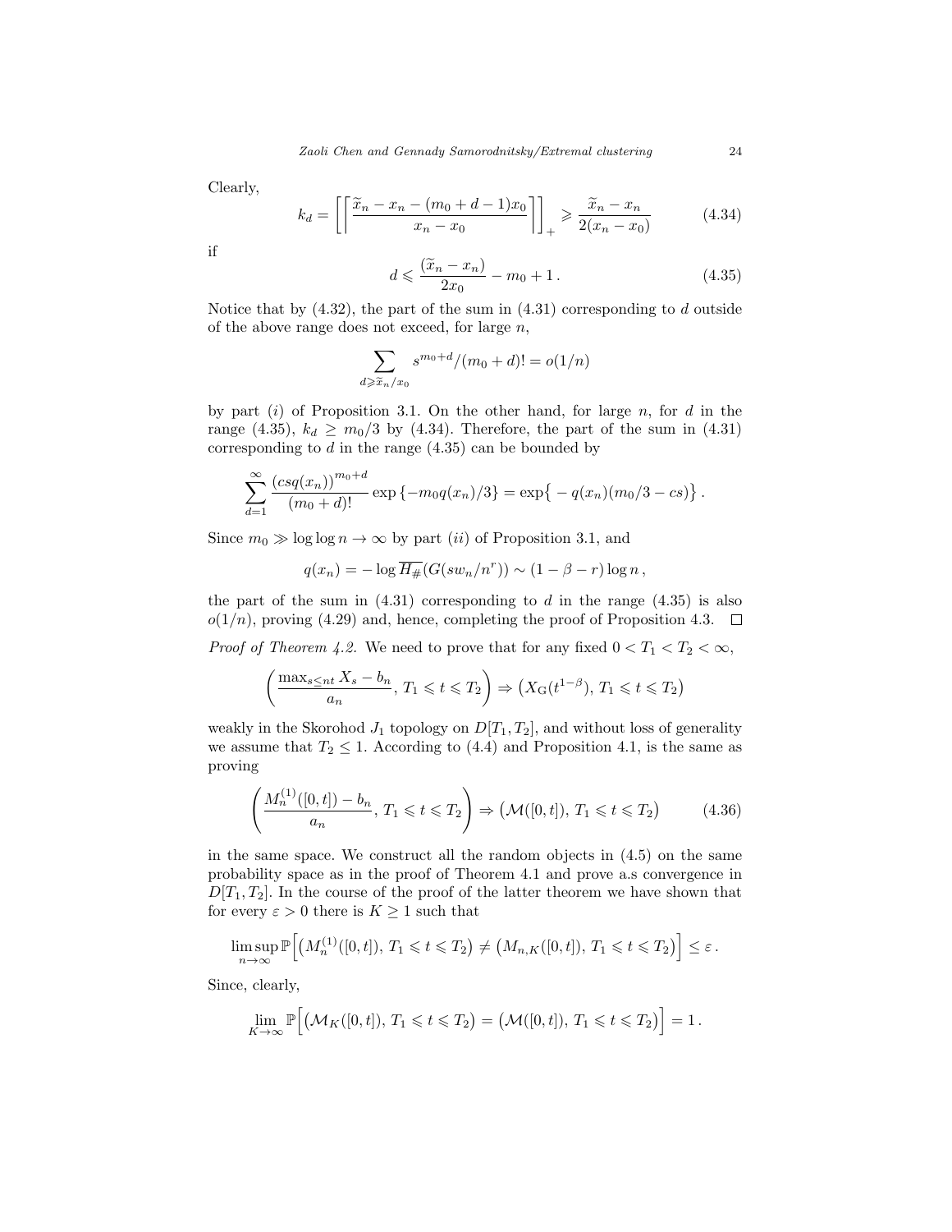Clearly,

$$k_d = \left[\left\lceil \frac{\widetilde{x}_n - x_n - (m_0 + d - 1)x_0}{x_n - x_0} \right\rceil\right]_+ \geqslant \frac{\widetilde{x}_n - x_n}{2(x_n - x_0)} \tag{4.34}$$

if

$$d \leqslant \frac{(\widetilde{x}_n - x_n)}{2x_0} - m_0 + 1\,. \tag{4.35}$$

Notice that by (4.32), the part of the sum in (4.31) corresponding to $d$ outside of the above range does not exceed, for large $n$,

$$\sum_{d \geqslant \widetilde{x}_n/x_0} s^{m_0+d}/(m_0+d)! = o(1/n)$$

by part $(i)$ of Proposition 3.1. On the other hand, for large $n$, for $d$ in the range (4.35), $k_d \geq m_0/3$ by (4.34). Therefore, the part of the sum in (4.31) corresponding to $d$ in the range (4.35) can be bounded by

$$\sum_{d=1}^{\infty} \frac{(csq(x_n))^{m_0+d}}{(m_0+d)!} \exp\left\{-m_0 q(x_n)/3\right\} = \exp\bigl\{-q(x_n)(m_0/3 - cs)\bigr\}\,.$$

Since $m_0 \gg \log\log n \to \infty$ by part $(ii)$ of Proposition 3.1, and

$$q(x_n) = -\log \overline{H_{\#}}(G(sw_n/n^r)) \sim (1-\beta-r)\log n\,,$$

the part of the sum in (4.31) corresponding to $d$ in the range (4.35) is also $o(1/n)$, proving (4.29) and, hence, completing the proof of Proposition 4.3. $\square$

*Proof of Theorem 4.2.* We need to prove that for any fixed $0 < T_1 < T_2 < \infty$,

$$\left(\frac{\max_{s \leq nt} X_s - b_n}{a_n},\, T_1 \leqslant t \leqslant T_2\right) \Rightarrow \bigl(X_{\mathrm{G}}(t^{1-\beta}),\, T_1 \leqslant t \leqslant T_2\bigr)$$

weakly in the Skorohod $J_1$ topology on $D[T_1, T_2]$, and without loss of generality we assume that $T_2 \leq 1$. According to (4.4) and Proposition 4.1, is the same as proving

$$\left(\frac{M_n^{(1)}([0,t]) - b_n}{a_n},\, T_1 \leqslant t \leqslant T_2\right) \Rightarrow \bigl(\mathcal{M}([0,t]),\, T_1 \leqslant t \leqslant T_2\bigr) \tag{4.36}$$

in the same space. We construct all the random objects in (4.5) on the same probability space as in the proof of Theorem 4.1 and prove a.s convergence in $D[T_1, T_2]$. In the course of the proof of the latter theorem we have shown that for every $\varepsilon > 0$ there is $K \geq 1$ such that

$$\limsup_{n\to\infty} \mathbb{P}\Bigl[\bigl(M_n^{(1)}([0,t]),\, T_1 \leqslant t \leqslant T_2\bigr) \neq \bigl(M_{n,K}([0,t]),\, T_1 \leqslant t \leqslant T_2\bigr)\Bigr] \leq \varepsilon\,.$$

Since, clearly,

$$\lim_{K\to\infty} \mathbb{P}\Bigl[\bigl(\mathcal{M}_K([0,t]),\, T_1 \leqslant t \leqslant T_2\bigr) = \bigl(\mathcal{M}([0,t]),\, T_1 \leqslant t \leqslant T_2\bigr)\Bigr] = 1\,.$$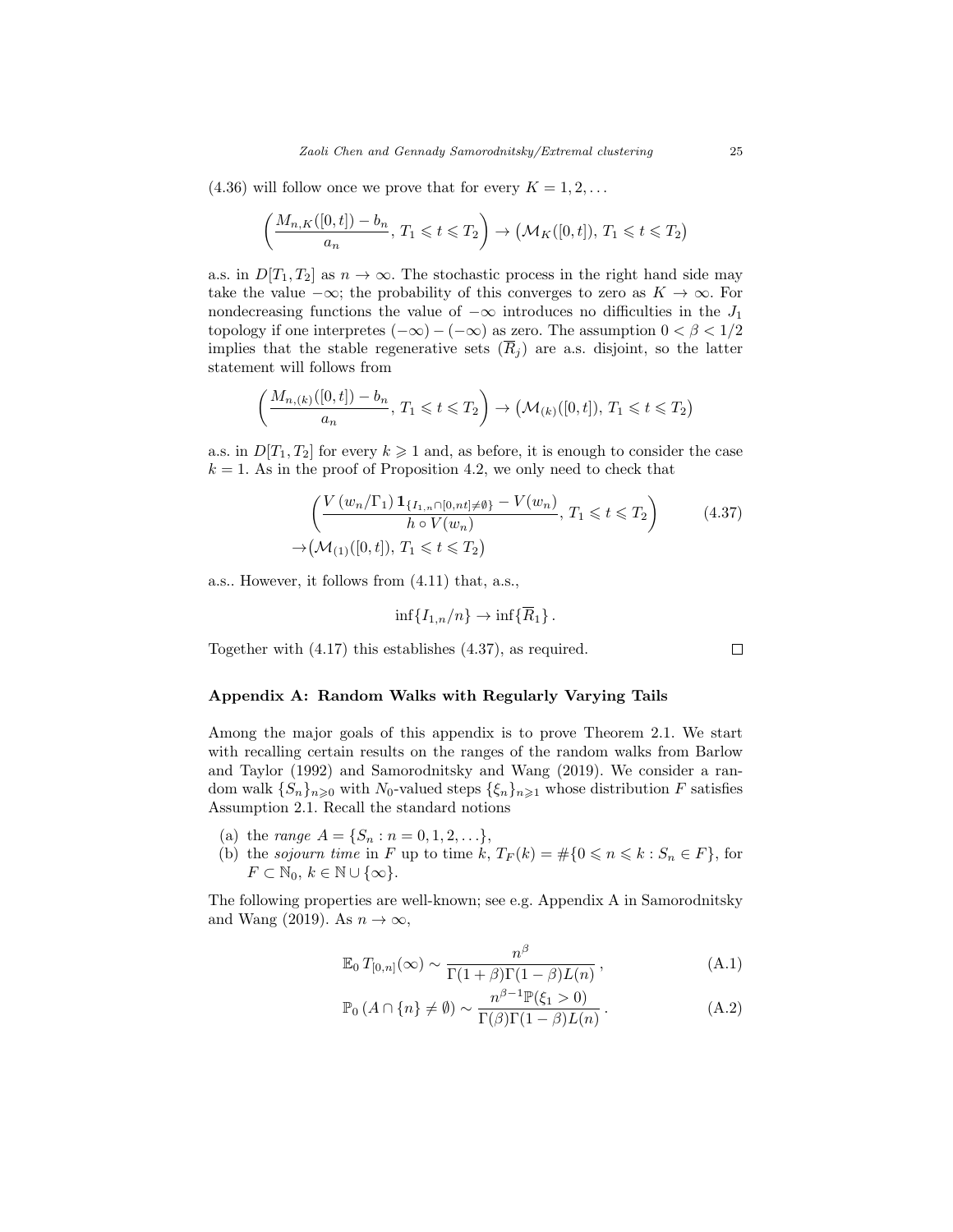(4.36) will follow once we prove that for every $K = 1, 2, \dots$

$$\left( \frac{M_{n,K}([0,t]) - b_n}{a_n}, \, T_1 \leqslant t \leqslant T_2 \right) \to \left( \mathcal{M}_K([0,t]), \, T_1 \leqslant t \leqslant T_2 \right)$$

a.s. in $D[T_1, T_2]$ as $n \to \infty$. The stochastic process in the right hand side may take the value $-\infty$; the probability of this converges to zero as $K \to \infty$. For nondecreasing functions the value of $-\infty$ introduces no difficulties in the $J_1$ topology if one interpretes $(-\infty) - (-\infty)$ as zero. The assumption $0 < \beta < 1/2$ implies that the stable regenerative sets $(\overline{R}_j)$ are a.s. disjoint, so the latter statement will follows from

$$\left( \frac{M_{n,(k)}([0,t]) - b_n}{a_n}, \, T_1 \leqslant t \leqslant T_2 \right) \to \left( \mathcal{M}_{(k)}([0,t]), \, T_1 \leqslant t \leqslant T_2 \right)$$

a.s. in $D[T_1, T_2]$ for every $k \geqslant 1$ and, as before, it is enough to consider the case $k = 1$. As in the proof of Proposition 4.2, we only need to check that

$$\begin{aligned} &\left( \frac{V\left(w_n/\Gamma_1\right) \mathbf{1}_{\{I_{1,n} \cap [0,nt] \neq \emptyset\}} - V(w_n)}{h \circ V(w_n)}, \, T_1 \leqslant t \leqslant T_2 \right) \\ \to &\left( \mathcal{M}_{(1)}([0,t]), \, T_1 \leqslant t \leqslant T_2 \right) \end{aligned} \tag{4.37}$$

a.s.. However, it follows from (4.11) that, a.s.,

$$\inf\{I_{1,n}/n\} \to \inf\{\overline{R}_1\}.$$

Together with (4.17) this establishes (4.37), as required. □

## Appendix A: Random Walks with Regularly Varying Tails

Among the major goals of this appendix is to prove Theorem 2.1. We start with recalling certain results on the ranges of the random walks from Barlow and Taylor (1992) and Samorodnitsky and Wang (2019). We consider a random walk $\{S_n\}_{n \geqslant 0}$ with $N_0$-valued steps $\{\xi_n\}_{n \geqslant 1}$ whose distribution $F$ satisfies Assumption 2.1. Recall the standard notions

(a) the *range* $A = \{S_n : n = 0, 1, 2, \dots\}$,
(b) the *sojourn time* in $F$ up to time $k$, $T_F(k) = \#\{0 \leqslant n \leqslant k : S_n \in F\}$, for $F \subset \mathbb{N}_0$, $k \in \mathbb{N} \cup \{\infty\}$.

The following properties are well-known; see e.g. Appendix A in Samorodnitsky and Wang (2019). As $n \to \infty$,

$$\mathbb{E}_0 \, T_{[0,n]}(\infty) \sim \frac{n^\beta}{\Gamma(1+\beta)\Gamma(1-\beta)L(n)}, \tag{A.1}$$

$$\mathbb{P}_0 \left( A \cap \{n\} \neq \emptyset \right) \sim \frac{n^{\beta-1}\mathbb{P}(\xi_1 > 0)}{\Gamma(\beta)\Gamma(1-\beta)L(n)}. \tag{A.2}$$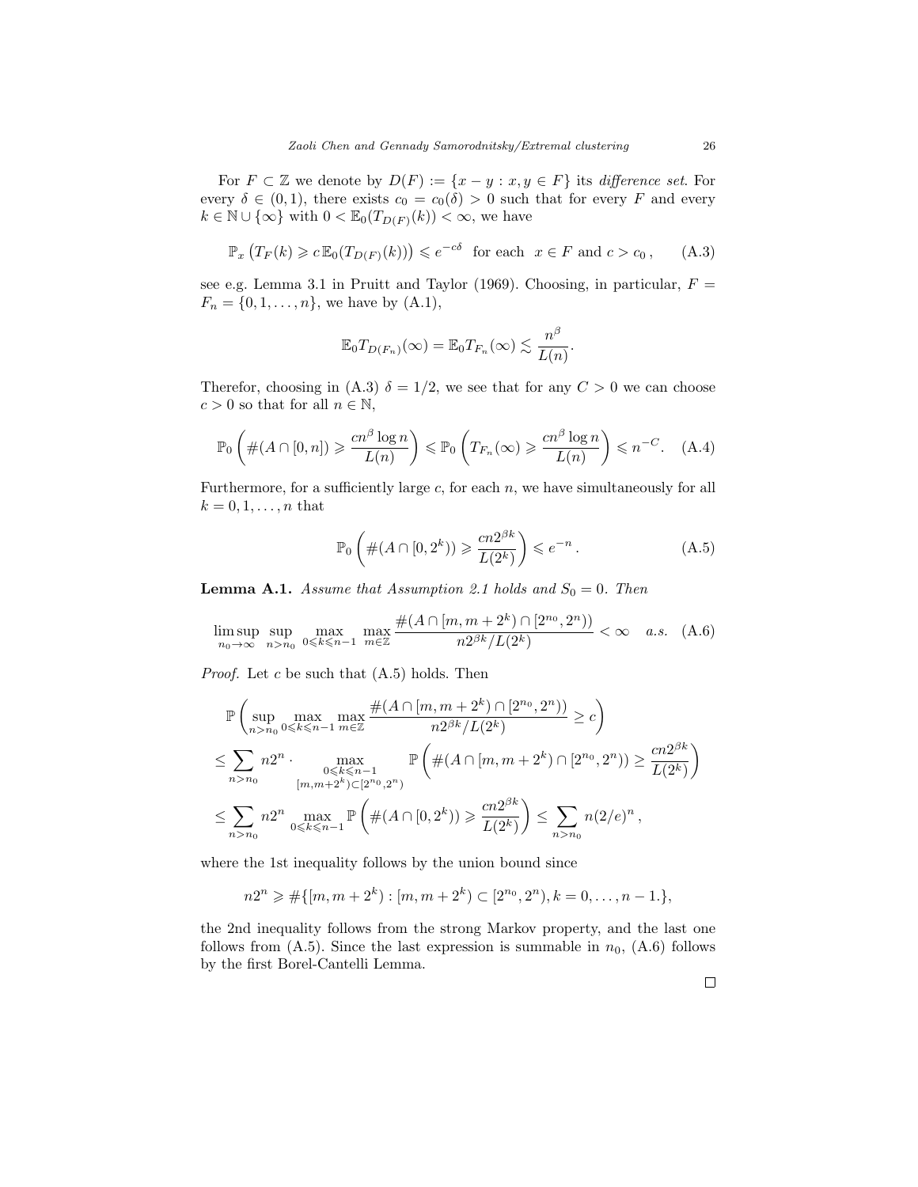For $F \subset \mathbb{Z}$ we denote by $D(F) := \{x - y : x, y \in F\}$ its *difference set*. For every $\delta \in (0,1)$, there exists $c_0 = c_0(\delta) > 0$ such that for every $F$ and every $k \in \mathbb{N} \cup \{\infty\}$ with $0 < \mathbb{E}_0(T_{D(F)}(k)) < \infty$, we have

$$\mathbb{P}_x\left(T_F(k) \geqslant c\,\mathbb{E}_0(T_{D(F)}(k))\right) \leqslant e^{-c\delta} \quad \text{for each } \; x \in F \text{ and } c > c_0\,, \tag{A.3}$$

see e.g. Lemma 3.1 in Pruitt and Taylor (1969). Choosing, in particular, $F = F_n = \{0, 1, \ldots, n\}$, we have by (A.1),

$$\mathbb{E}_0 T_{D(F_n)}(\infty) = \mathbb{E}_0 T_{F_n}(\infty) \lesssim \frac{n^\beta}{L(n)}.$$

Therefor, choosing in (A.3) $\delta = 1/2$, we see that for any $C > 0$ we can choose $c > 0$ so that for all $n \in \mathbb{N}$,

$$\mathbb{P}_0\left(\#(A \cap [0,n]) \geqslant \frac{cn^\beta \log n}{L(n)}\right) \leqslant \mathbb{P}_0\left(T_{F_n}(\infty) \geqslant \frac{cn^\beta \log n}{L(n)}\right) \leqslant n^{-C}. \tag{A.4}$$

Furthermore, for a sufficiently large $c$, for each $n$, we have simultaneously for all $k = 0, 1, \ldots, n$ that

$$\mathbb{P}_0\left(\#(A \cap [0, 2^k)) \geqslant \frac{cn2^{\beta k}}{L(2^k)}\right) \leqslant e^{-n}\,. \tag{A.5}$$

**Lemma A.1.** *Assume that Assumption 2.1 holds and $S_0 = 0$. Then*

$$\limsup_{n_0 \to \infty} \sup_{n > n_0} \max_{0 \leqslant k \leqslant n-1} \max_{m \in \mathbb{Z}} \frac{\#(A \cap [m, m+2^k) \cap [2^{n_0}, 2^n))}{n2^{\beta k}/L(2^k)} < \infty \quad a.s. \tag{A.6}$$

*Proof.* Let $c$ be such that (A.5) holds. Then

$$\begin{aligned}
&\mathbb{P}\left(\sup_{n > n_0} \max_{0 \leqslant k \leqslant n-1} \max_{m \in \mathbb{Z}} \frac{\#(A \cap [m, m+2^k) \cap [2^{n_0}, 2^n))}{n2^{\beta k}/L(2^k)} \geq c\right) \\
&\leq \sum_{n > n_0} n2^n \cdot \max_{\substack{0 \leqslant k \leqslant n-1 \\ [m, m+2^k) \subset [2^{n_0}, 2^n)}} \mathbb{P}\left(\#(A \cap [m, m+2^k) \cap [2^{n_0}, 2^n)) \geq \frac{cn2^{\beta k}}{L(2^k)}\right) \\
&\leq \sum_{n > n_0} n2^n \max_{0 \leqslant k \leqslant n-1} \mathbb{P}\left(\#(A \cap [0, 2^k)) \geqslant \frac{cn2^{\beta k}}{L(2^k)}\right) \leq \sum_{n > n_0} n(2/e)^n\,,
\end{aligned}$$

where the 1st inequality follows by the union bound since

$$n2^n \geqslant \#\{[m, m+2^k) : [m, m+2^k) \subset [2^{n_0}, 2^n), k = 0, \ldots, n-1.\},$$

the 2nd inequality follows from the strong Markov property, and the last one follows from (A.5). Since the last expression is summable in $n_0$, (A.6) follows by the first Borel-Cantelli Lemma.

$\square$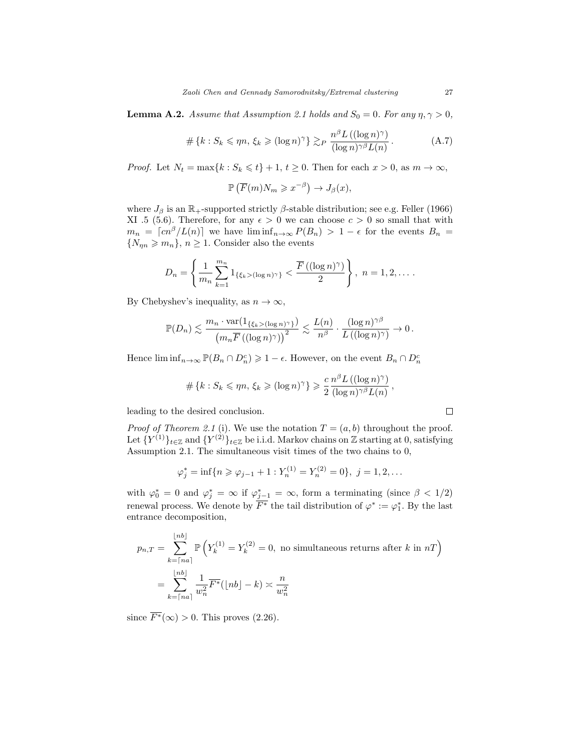**Lemma A.2.** *Assume that Assumption 2.1 holds and $S_0 = 0$. For any $\eta, \gamma > 0$,*

$$\# \{k : S_k \leqslant \eta n,\, \xi_k \geqslant (\log n)^\gamma\} \gtrsim_P \frac{n^\beta L\left((\log n)^\gamma\right)}{(\log n)^{\gamma\beta} L(n)} . \tag{A.7}$$

*Proof.* Let $N_t = \max\{k : S_k \leqslant t\} + 1$, $t \geq 0$. Then for each $x > 0$, as $m \to \infty$,

$$\mathbb{P}\left(\overline{F}(m) N_m \geqslant x^{-\beta}\right) \to J_\beta(x),$$

where $J_\beta$ is an $\mathbb{R}_+$-supported strictly $\beta$-stable distribution; see e.g. Feller (1966) XI .5 (5.6). Therefore, for any $\epsilon > 0$ we can choose $c > 0$ so small that with $m_n = \lceil c n^\beta / L(n) \rceil$ we have $\liminf_{n\to\infty} P(B_n) > 1 - \epsilon$ for the events $B_n = \{N_{\eta n} \geqslant m_n\}$, $n \geq 1$. Consider also the events

$$D_n = \left\{ \frac{1}{m_n} \sum_{k=1}^{m_n} 1_{\{\xi_k > (\log n)^\gamma\}} < \frac{\overline{F}\left((\log n)^\gamma\right)}{2} \right\},\ n = 1, 2, \ldots .$$

By Chebyshev's inequality, as $n \to \infty$,

$$\mathbb{P}(D_n) \lesssim \frac{m_n \cdot \operatorname{var}(1_{\{\xi_k > (\log n)^\gamma\}})}{\left(m_n \overline{F}\left((\log n)^\gamma\right)\right)^2} \lesssim \frac{L(n)}{n^\beta} \cdot \frac{(\log n)^{\gamma\beta}}{L\left((\log n)^\gamma\right)} \to 0 .$$

Hence $\liminf_{n\to\infty} \mathbb{P}(B_n \cap D_n^c) \geqslant 1 - \epsilon$. However, on the event $B_n \cap D_n^c$

$$\# \{k : S_k \leqslant \eta n,\, \xi_k \geqslant (\log n)^\gamma\} \geqslant \frac{c}{2} \frac{n^\beta L\left((\log n)^\gamma\right)}{(\log n)^{\gamma\beta} L(n)} ,$$

leading to the desired conclusion. $\square$

*Proof of Theorem 2.1* (i). We use the notation $T = (a, b)$ throughout the proof. Let $\{Y^{(1)}\}_{t\in\mathbb{Z}}$ and $\{Y^{(2)}\}_{t\in\mathbb{Z}}$ be i.i.d. Markov chains on $\mathbb{Z}$ starting at 0, satisfying Assumption 2.1. The simultaneous visit times of the two chains to 0,

$$\varphi_j^* = \inf\{n \geqslant \varphi_{j-1} + 1 : Y_n^{(1)} = Y_n^{(2)} = 0\},\ j = 1, 2, \ldots$$

with $\varphi_0^* = 0$ and $\varphi_j^* = \infty$ if $\varphi_{j-1}^* = \infty$, form a terminating (since $\beta < 1/2$) renewal process. We denote by $\overline{F^*}$ the tail distribution of $\varphi^* := \varphi_1^*$. By the last entrance decomposition,

$$\begin{aligned}
p_{n,T} &= \sum_{k=\lceil na \rceil}^{\lfloor nb \rfloor} \mathbb{P}\left(Y_k^{(1)} = Y_k^{(2)} = 0,\ \text{no simultaneous returns after } k \text{ in } nT\right) \\
&= \sum_{k=\lceil na \rceil}^{\lfloor nb \rfloor} \frac{1}{w_n^2} \overline{F^*}(\lfloor nb \rfloor - k) \asymp \frac{n}{w_n^2}
\end{aligned}$$

since $\overline{F^*}(\infty) > 0$. This proves (2.26).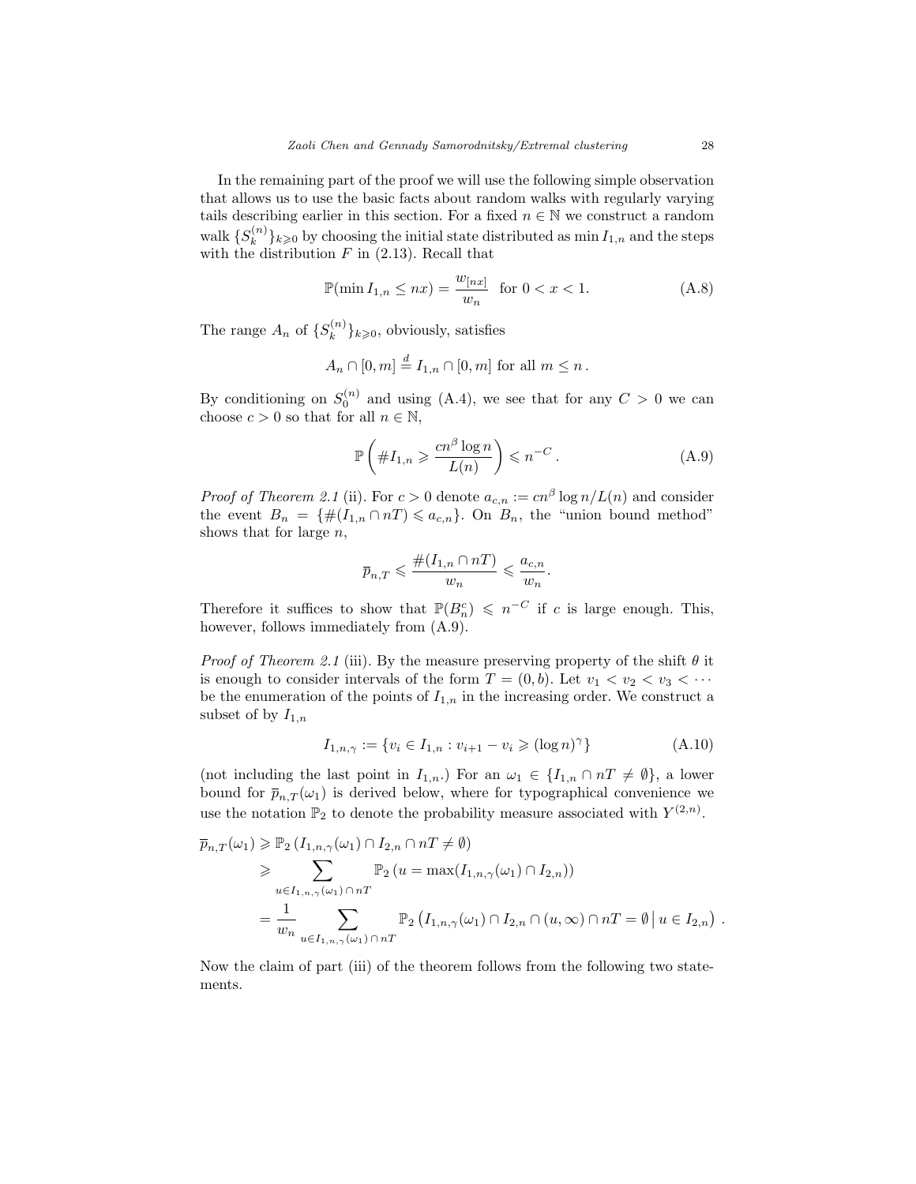In the remaining part of the proof we will use the following simple observation that allows us to use the basic facts about random walks with regularly varying tails describing earlier in this section. For a fixed $n \in \mathbb{N}$ we construct a random walk $\{S_k^{(n)}\}_{k \geqslant 0}$ by choosing the initial state distributed as $\min I_{1,n}$ and the steps with the distribution $F$ in (2.13). Recall that

$$
\mathbb{P}(\min I_{1,n} \le nx) = \frac{w_{[nx]}}{w_n} \quad \text{for } 0 < x < 1. \tag{A.8}
$$

The range $A_n$ of $\{S_k^{(n)}\}_{k \geqslant 0}$, obviously, satisfies

$$
A_n \cap [0, m] \overset{d}{=} I_{1,n} \cap [0, m] \text{ for all } m \le n\,.
$$

By conditioning on $S_0^{(n)}$ and using (A.4), we see that for any $C > 0$ we can choose $c > 0$ so that for all $n \in \mathbb{N}$,

$$
\mathbb{P}\left( \# I_{1,n} \geqslant \frac{cn^\beta \log n}{L(n)} \right) \leqslant n^{-C}\,. \tag{A.9}
$$

*Proof of Theorem 2.1* (ii). For $c > 0$ denote $a_{c,n} := cn^\beta \log n / L(n)$ and consider the event $B_n = \{\#(I_{1,n} \cap nT) \leqslant a_{c,n}\}$. On $B_n$, the "union bound method" shows that for large $n$,

$$
\overline{p}_{n,T} \leqslant \frac{\#(I_{1,n} \cap nT)}{w_n} \leqslant \frac{a_{c,n}}{w_n}.
$$

Therefore it suffices to show that $\mathbb{P}(B_n^c) \leqslant n^{-C}$ if $c$ is large enough. This, however, follows immediately from (A.9).

*Proof of Theorem 2.1* (iii). By the measure preserving property of the shift $\theta$ it is enough to consider intervals of the form $T = (0, b)$. Let $v_1 < v_2 < v_3 < \cdots$ be the enumeration of the points of $I_{1,n}$ in the increasing order. We construct a subset of by $I_{1,n}$

$$
I_{1,n,\gamma} := \{v_i \in I_{1,n} : v_{i+1} - v_i \geqslant (\log n)^\gamma\} \tag{A.10}
$$

(not including the last point in $I_{1,n}$.) For an $\omega_1 \in \{I_{1,n} \cap nT \neq \emptyset\}$, a lower bound for $\overline{p}_{n,T}(\omega_1)$ is derived below, where for typographical convenience we use the notation $\mathbb{P}_2$ to denote the probability measure associated with $Y^{(2,n)}$.

$$
\begin{aligned}
\overline{p}_{n,T}(\omega_1) &\geqslant \mathbb{P}_2\left(I_{1,n,\gamma}(\omega_1) \cap I_{2,n} \cap nT \neq \emptyset\right) \\
&\geqslant \sum_{u \in I_{1,n,\gamma}(\omega_1) \cap nT} \mathbb{P}_2\left(u = \max(I_{1,n,\gamma}(\omega_1) \cap I_{2,n})\right) \\
&= \frac{1}{w_n} \sum_{u \in I_{1,n,\gamma}(\omega_1) \cap nT} \mathbb{P}_2\left(I_{1,n,\gamma}(\omega_1) \cap I_{2,n} \cap (u, \infty) \cap nT = \emptyset \,\middle|\, u \in I_{2,n}\right)\,.
\end{aligned}
$$

Now the claim of part (iii) of the theorem follows from the following two statements.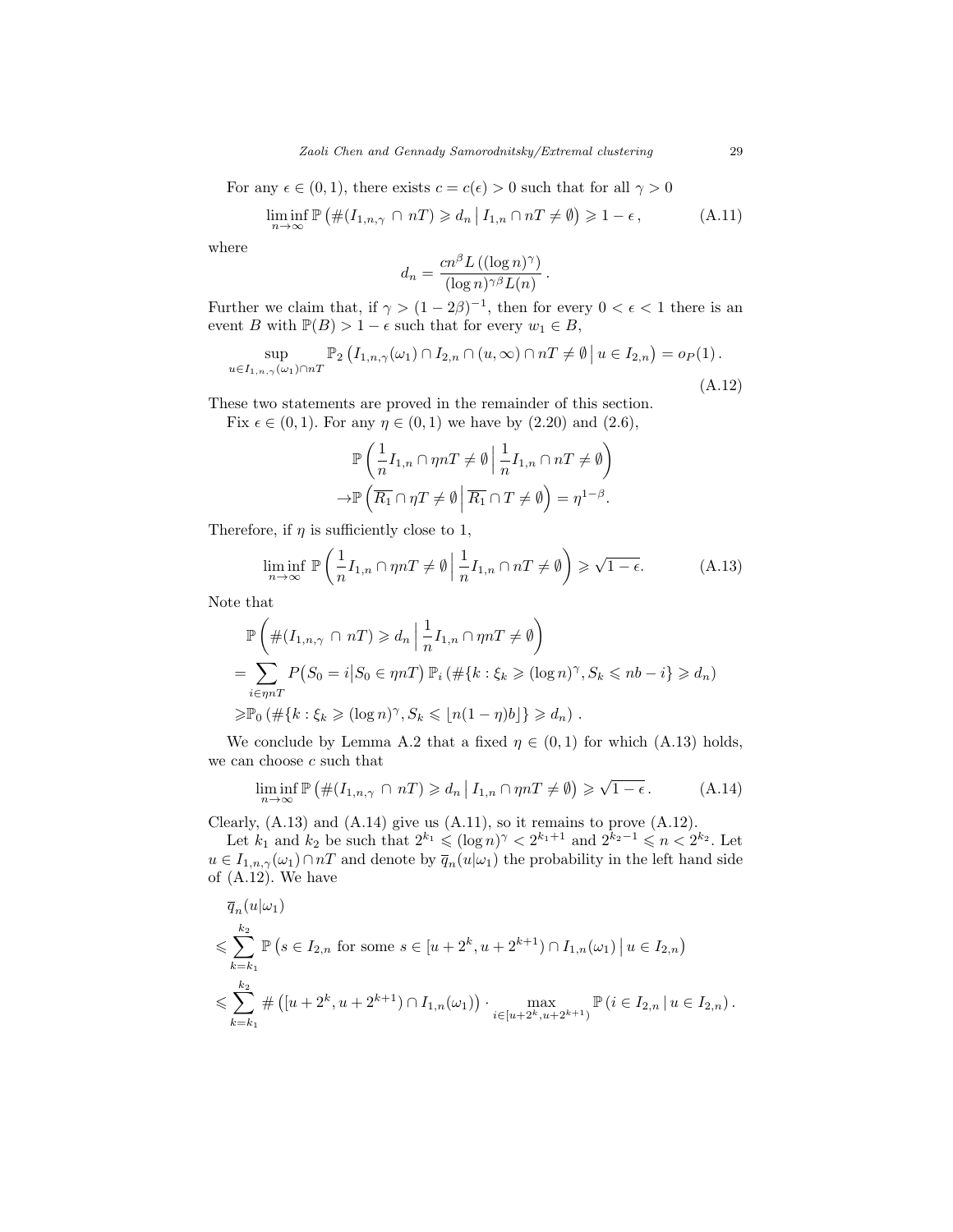For any $\epsilon \in (0,1)$, there exists $c = c(\epsilon) > 0$ such that for all $\gamma > 0$

$$\liminf_{n\to\infty} \mathbb{P}\left(\#(I_{1,n,\gamma} \cap nT) \geqslant d_n \,\middle|\, I_{1,n} \cap nT \neq \emptyset\right) \geqslant 1 - \epsilon\,, \tag{A.11}$$

where

$$d_n = \frac{cn^\beta L\left((\log n)^\gamma\right)}{(\log n)^{\gamma\beta} L(n)}\,.$$

Further we claim that, if $\gamma > (1-2\beta)^{-1}$, then for every $0 < \epsilon < 1$ there is an event $B$ with $\mathbb{P}(B) > 1 - \epsilon$ such that for every $w_1 \in B$,

$$\sup_{u \in I_{1,n,\gamma}(\omega_1)\cap nT} \mathbb{P}_2\left(I_{1,n,\gamma}(\omega_1) \cap I_{2,n} \cap (u,\infty) \cap nT \neq \emptyset \,\middle|\, u \in I_{2,n}\right) = o_P(1)\,. \tag{A.12}$$

These two statements are proved in the remainder of this section.

Fix $\epsilon \in (0,1)$. For any $\eta \in (0,1)$ we have by (2.20) and (2.6),

$$\begin{aligned}
&\mathbb{P}\left(\frac{1}{n}I_{1,n} \cap \eta nT \neq \emptyset \,\middle|\, \frac{1}{n}I_{1,n} \cap nT \neq \emptyset\right)\\
\to&\mathbb{P}\left(\overline{R_1} \cap \eta T \neq \emptyset \,\middle|\, \overline{R_1} \cap T \neq \emptyset\right) = \eta^{1-\beta}.
\end{aligned}$$

Therefore, if $\eta$ is sufficiently close to 1,

$$\liminf_{n\to\infty} \mathbb{P}\left(\frac{1}{n}I_{1,n} \cap \eta nT \neq \emptyset \,\middle|\, \frac{1}{n}I_{1,n} \cap nT \neq \emptyset\right) \geqslant \sqrt{1-\epsilon}. \tag{A.13}$$

Note that

$$\begin{aligned}
&\mathbb{P}\left(\#(I_{1,n,\gamma} \cap nT) \geqslant d_n \,\middle|\, \frac{1}{n}I_{1,n} \cap \eta nT \neq \emptyset\right)\\
=&\sum_{i\in\eta nT} P\big(S_0 = i \big| S_0 \in \eta nT\big)\, \mathbb{P}_i\left(\#\{k : \xi_k \geqslant (\log n)^\gamma, S_k \leqslant nb - i\} \geqslant d_n\right)\\
\geqslant&\mathbb{P}_0\left(\#\{k : \xi_k \geqslant (\log n)^\gamma, S_k \leqslant \lfloor n(1-\eta)b\rfloor\} \geqslant d_n\right)\,.
\end{aligned}$$

We conclude by Lemma A.2 that a fixed $\eta \in (0,1)$ for which (A.13) holds, we can choose $c$ such that

$$\liminf_{n\to\infty} \mathbb{P}\left(\#(I_{1,n,\gamma} \cap nT) \geqslant d_n \,\middle|\, I_{1,n} \cap \eta nT \neq \emptyset\right) \geqslant \sqrt{1-\epsilon}\,. \tag{A.14}$$

Clearly, (A.13) and (A.14) give us (A.11), so it remains to prove (A.12).

Let $k_1$ and $k_2$ be such that $2^{k_1} \leqslant (\log n)^\gamma < 2^{k_1+1}$ and $2^{k_2-1} \leqslant n < 2^{k_2}$. Let $u \in I_{1,n,\gamma}(\omega_1) \cap nT$ and denote by $\overline{q}_n(u|\omega_1)$ the probability in the left hand side of (A.12). We have

$$\begin{aligned}
&\overline{q}_n(u|\omega_1)\\
\leqslant&\sum_{k=k_1}^{k_2} \mathbb{P}\left(s \in I_{2,n} \text{ for some } s \in [u+2^k, u+2^{k+1}) \cap I_{1,n}(\omega_1) \,\middle|\, u \in I_{2,n}\right)\\
\leqslant&\sum_{k=k_1}^{k_2} \#\left([u+2^k, u+2^{k+1}) \cap I_{1,n}(\omega_1)\right) \cdot \max_{i\in[u+2^k,u+2^{k+1})} \mathbb{P}\left(i \in I_{2,n} \,|\, u \in I_{2,n}\right).
\end{aligned}$$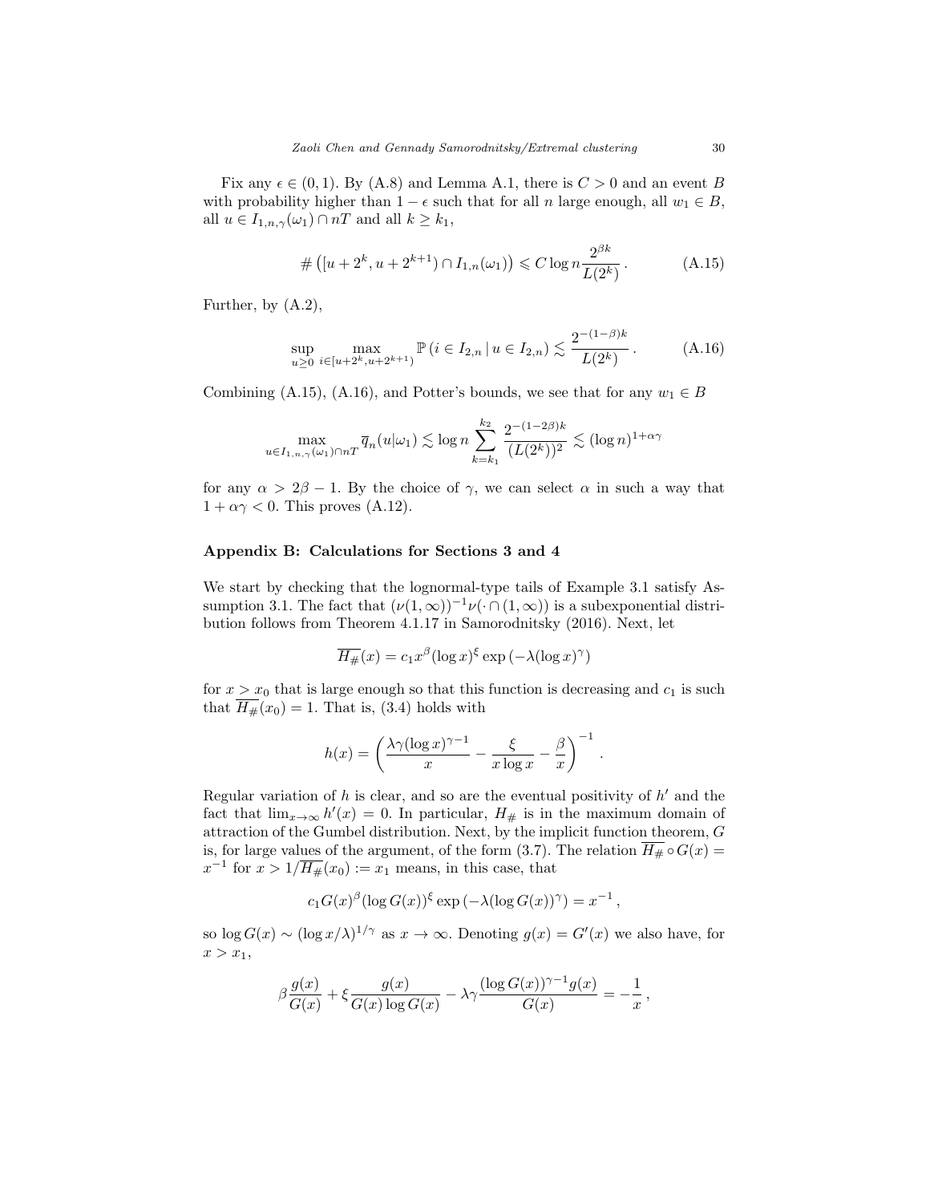Fix any $\epsilon \in (0,1)$. By (A.8) and Lemma A.1, there is $C > 0$ and an event $B$ with probability higher than $1-\epsilon$ such that for all $n$ large enough, all $w_1 \in B$, all $u \in I_{1,n,\gamma}(\omega_1) \cap nT$ and all $k \geq k_1$,

$$\# \left( [u + 2^k, u + 2^{k+1}) \cap I_{1,n}(\omega_1) \right) \leqslant C \log n \frac{2^{\beta k}}{L(2^k)} . \tag{A.15}$$

Further, by (A.2),

$$\sup_{u \geq 0} \max_{i \in [u+2^k, u+2^{k+1})} \mathbb{P}\left( i \in I_{2,n} \mid u \in I_{2,n} \right) \lesssim \frac{2^{-(1-\beta)k}}{L(2^k)} . \tag{A.16}$$

Combining (A.15), (A.16), and Potter's bounds, we see that for any $w_1 \in B$

$$\max_{u \in I_{1,n,\gamma}(\omega_1) \cap nT} \overline{q}_n(u|\omega_1) \lesssim \log n \sum_{k=k_1}^{k_2} \frac{2^{-(1-2\beta)k}}{(L(2^k))^2} \lesssim (\log n)^{1+\alpha\gamma}$$

for any $\alpha > 2\beta - 1$. By the choice of $\gamma$, we can select $\alpha$ in such a way that $1 + \alpha\gamma < 0$. This proves (A.12).

## Appendix B: Calculations for Sections 3 and 4

We start by checking that the lognormal-type tails of Example 3.1 satisfy Assumption 3.1. The fact that $(\nu(1,\infty))^{-1}\nu(\cdot \cap (1,\infty))$ is a subexponential distribution follows from Theorem 4.1.17 in Samorodnitsky (2016). Next, let

$$\overline{H_{\#}}(x) = c_1 x^{\beta} (\log x)^{\xi} \exp\left(-\lambda (\log x)^{\gamma}\right)$$

for $x > x_0$ that is large enough so that this function is decreasing and $c_1$ is such that $\overline{H_{\#}}(x_0) = 1$. That is, (3.4) holds with

$$h(x) = \left( \frac{\lambda\gamma (\log x)^{\gamma-1}}{x} - \frac{\xi}{x \log x} - \frac{\beta}{x} \right)^{-1} .$$

Regular variation of $h$ is clear, and so are the eventual positivity of $h'$ and the fact that $\lim_{x\to\infty} h'(x) = 0$. In particular, $H_{\#}$ is in the maximum domain of attraction of the Gumbel distribution. Next, by the implicit function theorem, $G$ is, for large values of the argument, of the form (3.7). The relation $\overline{H_{\#}} \circ G(x) = x^{-1}$ for $x > 1/\overline{H_{\#}}(x_0) := x_1$ means, in this case, that

$$c_1 G(x)^{\beta} (\log G(x))^{\xi} \exp\left(-\lambda (\log G(x))^{\gamma}\right) = x^{-1} ,$$

so $\log G(x) \sim (\log x/\lambda)^{1/\gamma}$ as $x \to \infty$. Denoting $g(x) = G'(x)$ we also have, for $x > x_1$,

$$\beta \frac{g(x)}{G(x)} + \xi \frac{g(x)}{G(x) \log G(x)} - \lambda\gamma \frac{(\log G(x))^{\gamma-1} g(x)}{G(x)} = -\frac{1}{x} ,$$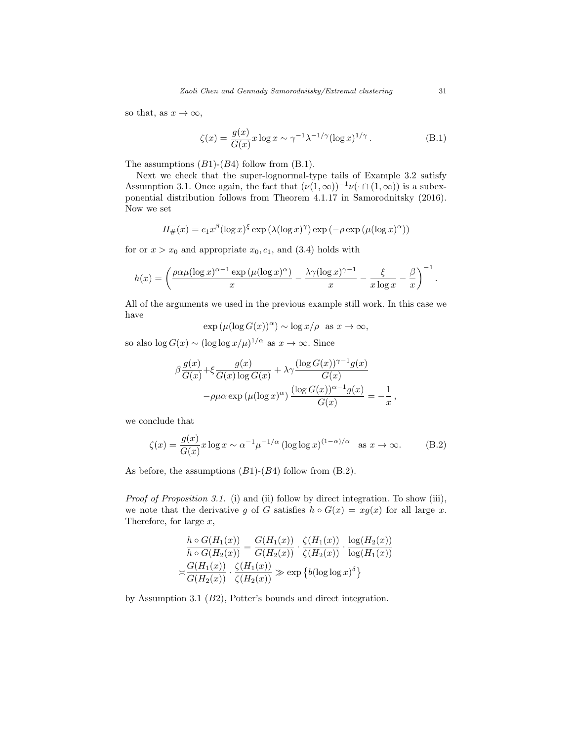so that, as $x \to \infty$,

$$\zeta(x) = \frac{g(x)}{G(x)} x \log x \sim \gamma^{-1} \lambda^{-1/\gamma} (\log x)^{1/\gamma} . \tag{B.1}$$

The assumptions $(B1)$-$(B4)$ follow from (B.1).

Next we check that the super-lognormal-type tails of Example 3.2 satisfy Assumption 3.1. Once again, the fact that $(\nu(1,\infty))^{-1}\nu(\cdot \cap (1,\infty))$ is a subexponential distribution follows from Theorem 4.1.17 in Samorodnitsky (2016). Now we set

$$\overline{H_{\#}}(x) = c_1 x^{\beta} (\log x)^{\xi} \exp\left(\lambda (\log x)^{\gamma}\right) \exp\left(-\rho \exp\left(\mu (\log x)^{\alpha}\right)\right)$$

for or $x > x_0$ and appropriate $x_0, c_1$, and (3.4) holds with

$$h(x) = \left( \frac{\rho \alpha \mu (\log x)^{\alpha - 1} \exp\left(\mu (\log x)^{\alpha}\right)}{x} - \frac{\lambda \gamma (\log x)^{\gamma - 1}}{x} - \frac{\xi}{x \log x} - \frac{\beta}{x} \right)^{-1} .$$

All of the arguments we used in the previous example still work. In this case we have

$$\exp\left(\mu (\log G(x))^{\alpha}\right) \sim \log x / \rho \quad \text{as } x \to \infty,$$

so also $\log G(x) \sim (\log \log x / \mu)^{1/\alpha}$ as $x \to \infty$. Since

$$\beta \frac{g(x)}{G(x)} + \xi \frac{g(x)}{G(x) \log G(x)} + \lambda \gamma \frac{(\log G(x))^{\gamma - 1} g(x)}{G(x)} - \rho \mu \alpha \exp\left(\mu (\log x)^{\alpha}\right) \frac{(\log G(x))^{\alpha - 1} g(x)}{G(x)} = -\frac{1}{x} ,$$

we conclude that

$$\zeta(x) = \frac{g(x)}{G(x)} x \log x \sim \alpha^{-1} \mu^{-1/\alpha} \left(\log \log x\right)^{(1-\alpha)/\alpha} \quad \text{as } x \to \infty. \tag{B.2}$$

As before, the assumptions $(B1)$-$(B4)$ follow from (B.2).

*Proof of Proposition 3.1.* (i) and (ii) follow by direct integration. To show (iii), we note that the derivative $g$ of $G$ satisfies $h \circ G(x) = x g(x)$ for all large $x$. Therefore, for large $x$,

$$\frac{h \circ G(H_1(x))}{h \circ G(H_2(x))} = \frac{G(H_1(x))}{G(H_2(x))} \cdot \frac{\zeta(H_1(x))}{\zeta(H_2(x))} \cdot \frac{\log(H_2(x))}{\log(H_1(x))}$$
$$\asymp \frac{G(H_1(x))}{G(H_2(x))} \cdot \frac{\zeta(H_1(x))}{\zeta(H_2(x))} \gg \exp\left\{ b (\log \log x)^{\delta} \right\}$$

by Assumption 3.1 $(B2)$, Potter's bounds and direct integration.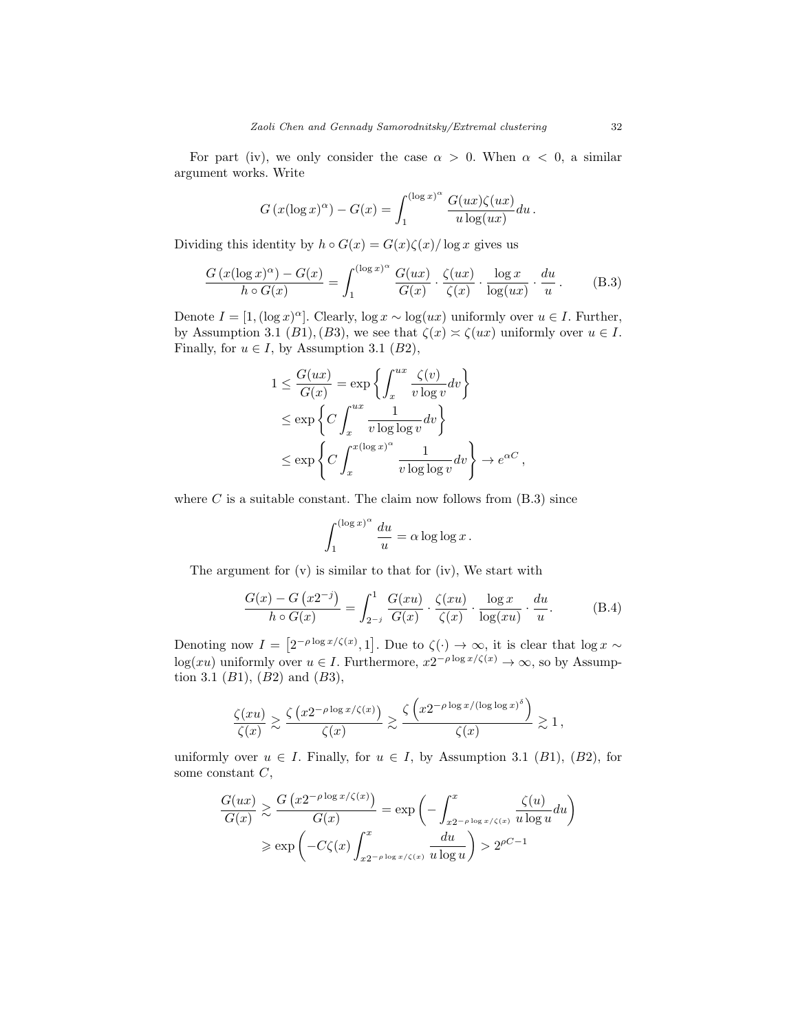For part (iv), we only consider the case $\alpha > 0$. When $\alpha < 0$, a similar argument works. Write

$$G\left(x(\log x)^{\alpha}\right) - G(x) = \int_{1}^{(\log x)^{\alpha}} \frac{G(ux)\zeta(ux)}{u \log(ux)} du \,.$$

Dividing this identity by $h \circ G(x) = G(x)\zeta(x)/\log x$ gives us

$$\frac{G\left(x(\log x)^{\alpha}\right) - G(x)}{h \circ G(x)} = \int_{1}^{(\log x)^{\alpha}} \frac{G(ux)}{G(x)} \cdot \frac{\zeta(ux)}{\zeta(x)} \cdot \frac{\log x}{\log(ux)} \cdot \frac{du}{u} \,. \tag{B.3}$$

Denote $I = [1, (\log x)^{\alpha}]$. Clearly, $\log x \sim \log(ux)$ uniformly over $u \in I$. Further, by Assumption 3.1 $(B1), (B3)$, we see that $\zeta(x) \asymp \zeta(ux)$ uniformly over $u \in I$. Finally, for $u \in I$, by Assumption 3.1 $(B2)$,

$$\begin{aligned}
1 \leq \frac{G(ux)}{G(x)} &= \exp\left\{ \int_{x}^{ux} \frac{\zeta(v)}{v \log v} dv \right\} \\
&\leq \exp\left\{ C \int_{x}^{ux} \frac{1}{v \log \log v} dv \right\} \\
&\leq \exp\left\{ C \int_{x}^{x(\log x)^{\alpha}} \frac{1}{v \log \log v} dv \right\} \to e^{\alpha C} \,,
\end{aligned}$$

where $C$ is a suitable constant. The claim now follows from (B.3) since

$$\int_{1}^{(\log x)^{\alpha}} \frac{du}{u} = \alpha \log \log x \,.$$

The argument for (v) is similar to that for (iv), We start with

$$\frac{G(x) - G\left(x 2^{-j}\right)}{h \circ G(x)} = \int_{2^{-j}}^{1} \frac{G(xu)}{G(x)} \cdot \frac{\zeta(xu)}{\zeta(x)} \cdot \frac{\log x}{\log(xu)} \cdot \frac{du}{u}. \tag{B.4}$$

Denoting now $I = \left[2^{-\rho \log x/\zeta(x)}, 1\right]$. Due to $\zeta(\cdot) \to \infty$, it is clear that $\log x \sim \log(xu)$ uniformly over $u \in I$. Furthermore, $x 2^{-\rho \log x/\zeta(x)} \to \infty$, so by Assumption 3.1 $(B1)$, $(B2)$ and $(B3)$,

$$\frac{\zeta(xu)}{\zeta(x)} \gtrsim \frac{\zeta\left(x 2^{-\rho \log x/\zeta(x)}\right)}{\zeta(x)} \gtrsim \frac{\zeta\left(x 2^{-\rho \log x/(\log \log x)^{\delta}}\right)}{\zeta(x)} \gtrsim 1 \,,$$

uniformly over $u \in I$. Finally, for $u \in I$, by Assumption 3.1 $(B1)$, $(B2)$, for some constant $C$,

$$\begin{aligned}
\frac{G(ux)}{G(x)} &\gtrsim \frac{G\left(x 2^{-\rho \log x/\zeta(x)}\right)}{G(x)} = \exp\left( - \int_{x 2^{-\rho \log x/\zeta(x)}}^{x} \frac{\zeta(u)}{u \log u} du \right) \\
&\geqslant \exp\left( -C\zeta(x) \int_{x 2^{-\rho \log x/\zeta(x)}}^{x} \frac{du}{u \log u} \right) > 2^{\rho C - 1}
\end{aligned}$$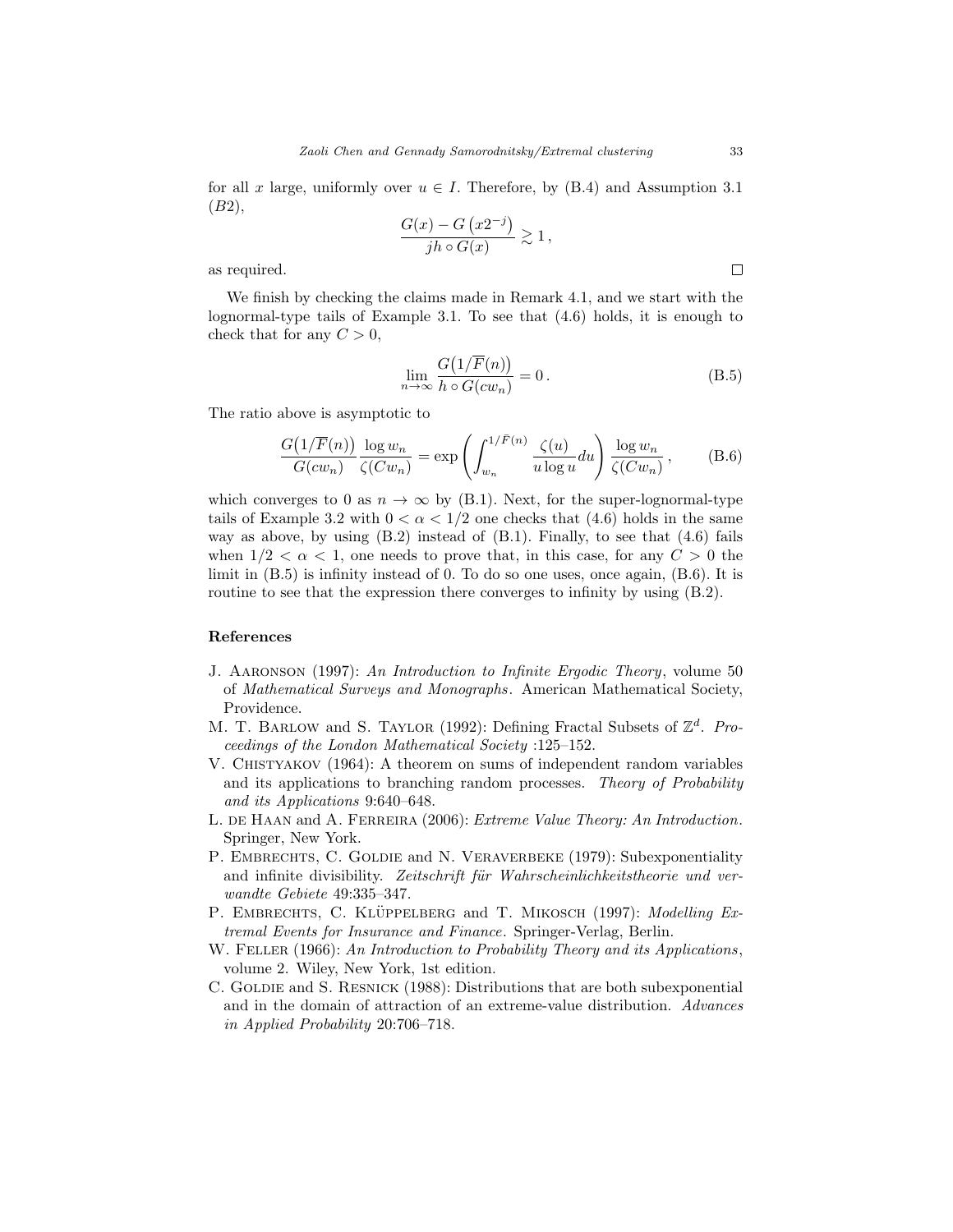for all $x$ large, uniformly over $u \in I$. Therefore, by (B.4) and Assumption 3.1 $(B2)$,

$$\frac{G(x) - G\left(x2^{-j}\right)}{jh \circ G(x)} \gtrsim 1\,,$$

as required. $\square$

We finish by checking the claims made in Remark 4.1, and we start with the lognormal-type tails of Example 3.1. To see that (4.6) holds, it is enough to check that for any $C > 0$,

$$\lim_{n\to\infty} \frac{G\big(1/\overline{F}(n)\big)}{h \circ G(cw_n)} = 0\,. \tag{B.5}$$

The ratio above is asymptotic to

$$\frac{G\big(1/\overline{F}(n)\big)}{G(cw_n)} \frac{\log w_n}{\zeta(Cw_n)} = \exp\left(\int_{w_n}^{1/\bar{F}(n)} \frac{\zeta(u)}{u \log u} du\right) \frac{\log w_n}{\zeta(Cw_n)}\,, \tag{B.6}$$

which converges to 0 as $n \to \infty$ by (B.1). Next, for the super-lognormal-type tails of Example 3.2 with $0 < \alpha < 1/2$ one checks that (4.6) holds in the same way as above, by using (B.2) instead of (B.1). Finally, to see that (4.6) fails when $1/2 < \alpha < 1$, one needs to prove that, in this case, for any $C > 0$ the limit in (B.5) is infinity instead of 0. To do so one uses, once again, (B.6). It is routine to see that the expression there converges to infinity by using (B.2).

## References

J. Aaronson (1997): *An Introduction to Infinite Ergodic Theory*, volume 50 of *Mathematical Surveys and Monographs*. American Mathematical Society, Providence.

M. T. Barlow and S. Taylor (1992): Defining Fractal Subsets of $\mathbb{Z}^d$. *Proceedings of the London Mathematical Society* :125–152.

V. Chistyakov (1964): A theorem on sums of independent random variables and its applications to branching random processes. *Theory of Probability and its Applications* 9:640–648.

L. de Haan and A. Ferreira (2006): *Extreme Value Theory: An Introduction*. Springer, New York.

P. Embrechts, C. Goldie and N. Veraverbeke (1979): Subexponentiality and infinite divisibility. *Zeitschrift für Wahrscheinlichkeitstheorie und verwandte Gebiete* 49:335–347.

P. Embrechts, C. Klüppelberg and T. Mikosch (1997): *Modelling Extremal Events for Insurance and Finance*. Springer-Verlag, Berlin.

W. Feller (1966): *An Introduction to Probability Theory and its Applications*, volume 2. Wiley, New York, 1st edition.

C. Goldie and S. Resnick (1988): Distributions that are both subexponential and in the domain of attraction of an extreme-value distribution. *Advances in Applied Probability* 20:706–718.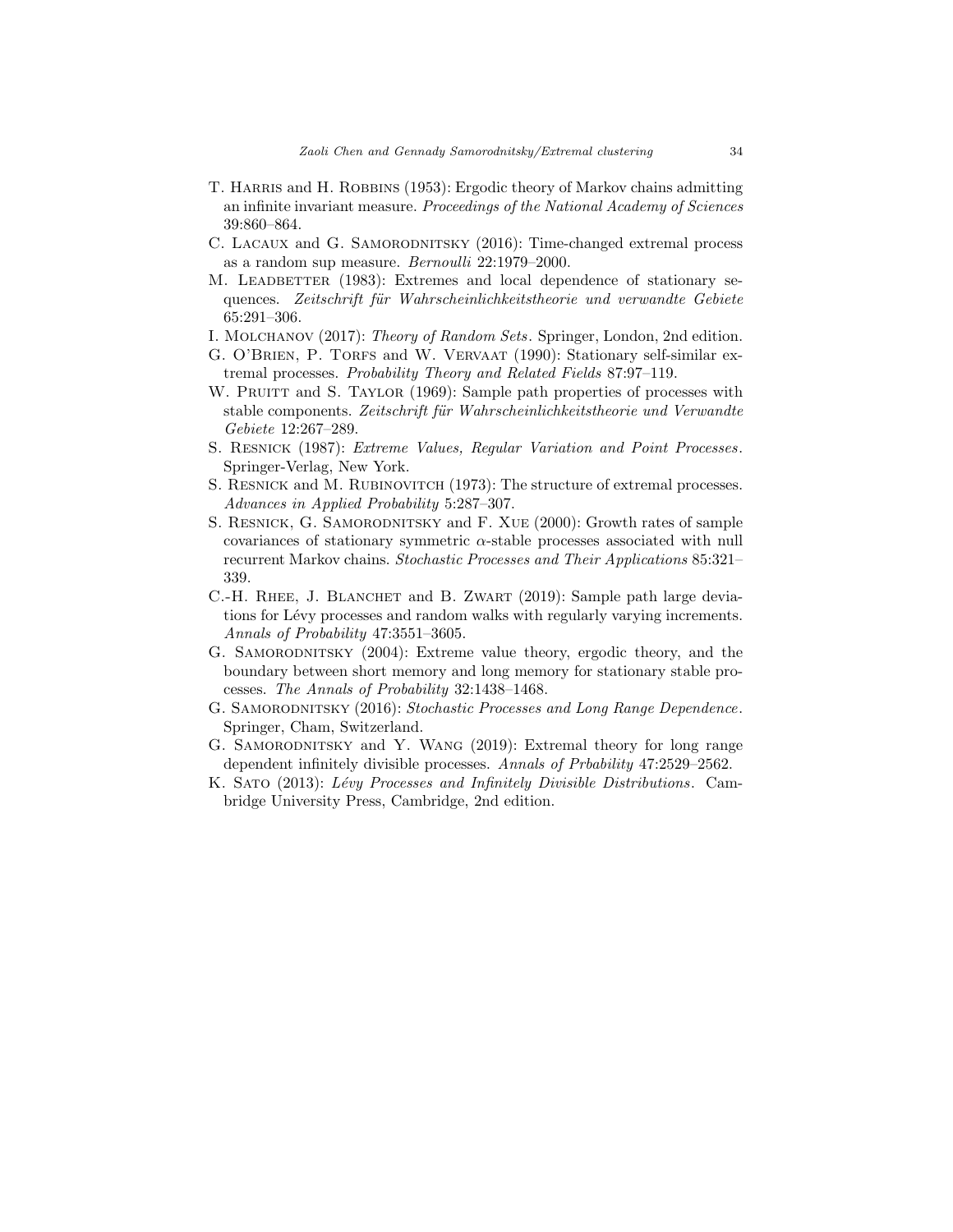T. Harris and H. Robbins (1953): Ergodic theory of Markov chains admitting an infinite invariant measure. *Proceedings of the National Academy of Sciences* 39:860–864.

C. Lacaux and G. Samorodnitsky (2016): Time-changed extremal process as a random sup measure. *Bernoulli* 22:1979–2000.

M. Leadbetter (1983): Extremes and local dependence of stationary sequences. *Zeitschrift für Wahrscheinlichkeitstheorie und verwandte Gebiete* 65:291–306.

I. Molchanov (2017): *Theory of Random Sets*. Springer, London, 2nd edition.

G. O'Brien, P. Torfs and W. Vervaat (1990): Stationary self-similar extremal processes. *Probability Theory and Related Fields* 87:97–119.

W. Pruitt and S. Taylor (1969): Sample path properties of processes with stable components. *Zeitschrift für Wahrscheinlichkeitstheorie und Verwandte Gebiete* 12:267–289.

S. Resnick (1987): *Extreme Values, Regular Variation and Point Processes*. Springer-Verlag, New York.

S. Resnick and M. Rubinovitch (1973): The structure of extremal processes. *Advances in Applied Probability* 5:287–307.

S. Resnick, G. Samorodnitsky and F. Xue (2000): Growth rates of sample covariances of stationary symmetric $\alpha$-stable processes associated with null recurrent Markov chains. *Stochastic Processes and Their Applications* 85:321–339.

C.-H. Rhee, J. Blanchet and B. Zwart (2019): Sample path large deviations for Lévy processes and random walks with regularly varying increments. *Annals of Probability* 47:3551–3605.

G. Samorodnitsky (2004): Extreme value theory, ergodic theory, and the boundary between short memory and long memory for stationary stable processes. *The Annals of Probability* 32:1438–1468.

G. Samorodnitsky (2016): *Stochastic Processes and Long Range Dependence*. Springer, Cham, Switzerland.

G. Samorodnitsky and Y. Wang (2019): Extremal theory for long range dependent infinitely divisible processes. *Annals of Prbability* 47:2529–2562.

K. Sato (2013): *Lévy Processes and Infinitely Divisible Distributions*. Cambridge University Press, Cambridge, 2nd edition.